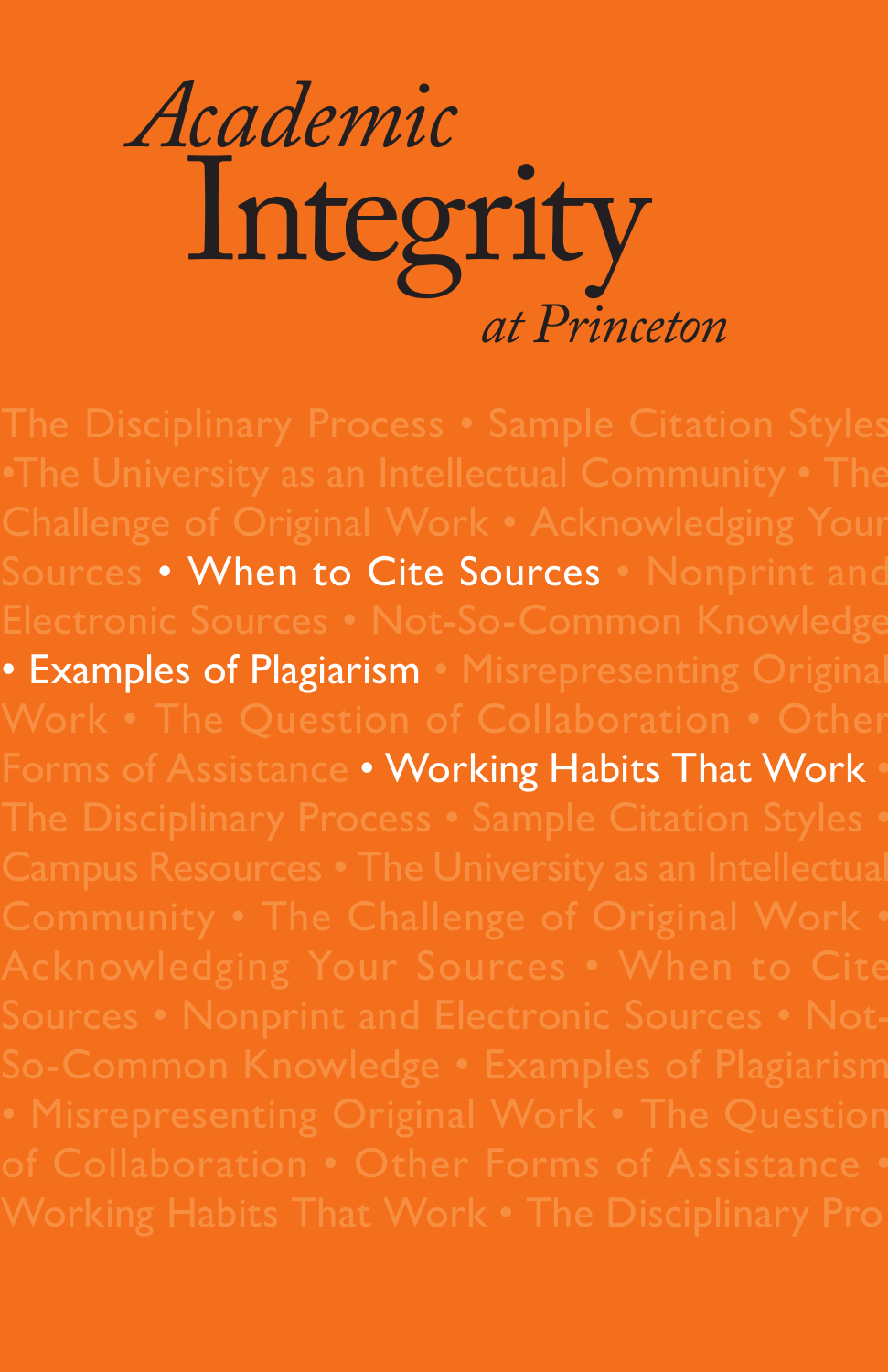# *Academic* Integrity *at Princeton*

The Disciplinary Process • Sample Citation Styles •The University as an Intellectual Community • The Challenge of Original Work • Acknowledging Your Sources • When to Cite Sources • Nonprint and Electronic Sources • Not-So-Common Knowledge • Examples of Plagiarism • Misrepresenting Original Work • The Question of Collaboration • Other Forms of Assistance • Working Habits That Work • The Disciplinary Process • Sample Citation Styles • Campus Resources • The University as an Intellectual Community • The Challenge of Original Work • Acknowledging Your Sources • When to Cite Sources • Nonprint and Electronic Sources • Not-So-Common Knowledge • Examples of Plagiarism • Misrepresenting Original Work • The Question of Collaboration • Other Forms of Assistance • Working Habits That Work • The Disciplinary Pro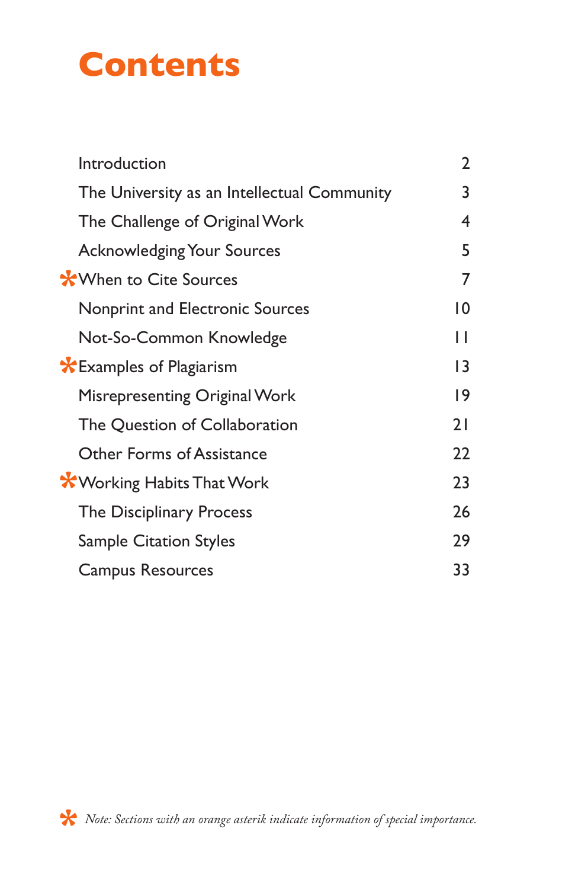# Contents

| | |
|---|---|
| Introduction | 2 |
| The University as an Intellectual Community | 3 |
| The Challenge of Original Work | 4 |
| Acknowledging Your Sources | 5 |
| * When to Cite Sources | 7 |
| Nonprint and Electronic Sources | 10 |
| Not-So-Common Knowledge | 11 |
| * Examples of Plagiarism | 13 |
| Misrepresenting Original Work | 19 |
| The Question of Collaboration | 21 |
| Other Forms of Assistance | 22 |
| * Working Habits That Work | 23 |
| The Disciplinary Process | 26 |
| Sample Citation Styles | 29 |
| Campus Resources | 33 |

* *Note: Sections with an orange asterik indicate information of special importance.*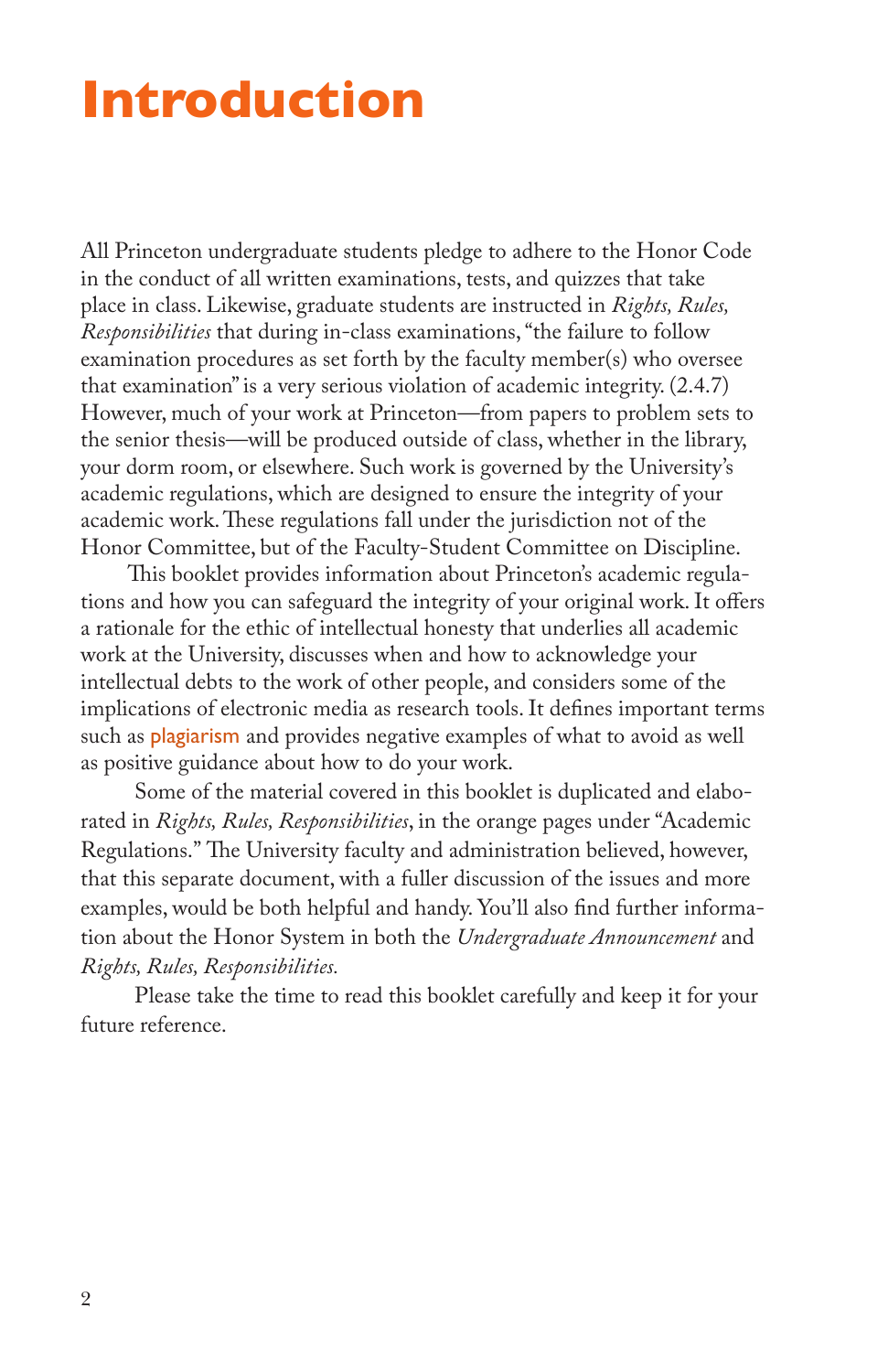# Introduction

All Princeton undergraduate students pledge to adhere to the Honor Code in the conduct of all written examinations, tests, and quizzes that take place in class. Likewise, graduate students are instructed in *Rights, Rules, Responsibilities* that during in-class examinations, "the failure to follow examination procedures as set forth by the faculty member(s) who oversee that examination" is a very serious violation of academic integrity. (2.4.7) However, much of your work at Princeton—from papers to problem sets to the senior thesis—will be produced outside of class, whether in the library, your dorm room, or elsewhere. Such work is governed by the University's academic regulations, which are designed to ensure the integrity of your academic work. These regulations fall under the jurisdiction not of the Honor Committee, but of the Faculty-Student Committee on Discipline.

This booklet provides information about Princeton's academic regulations and how you can safeguard the integrity of your original work. It offers a rationale for the ethic of intellectual honesty that underlies all academic work at the University, discusses when and how to acknowledge your intellectual debts to the work of other people, and considers some of the implications of electronic media as research tools. It defines important terms such as plagiarism and provides negative examples of what to avoid as well as positive guidance about how to do your work.

Some of the material covered in this booklet is duplicated and elaborated in *Rights, Rules, Responsibilities*, in the orange pages under "Academic Regulations." The University faculty and administration believed, however, that this separate document, with a fuller discussion of the issues and more examples, would be both helpful and handy. You'll also find further information about the Honor System in both the *Undergraduate Announcement* and *Rights, Rules, Responsibilities.*

Please take the time to read this booklet carefully and keep it for your future reference.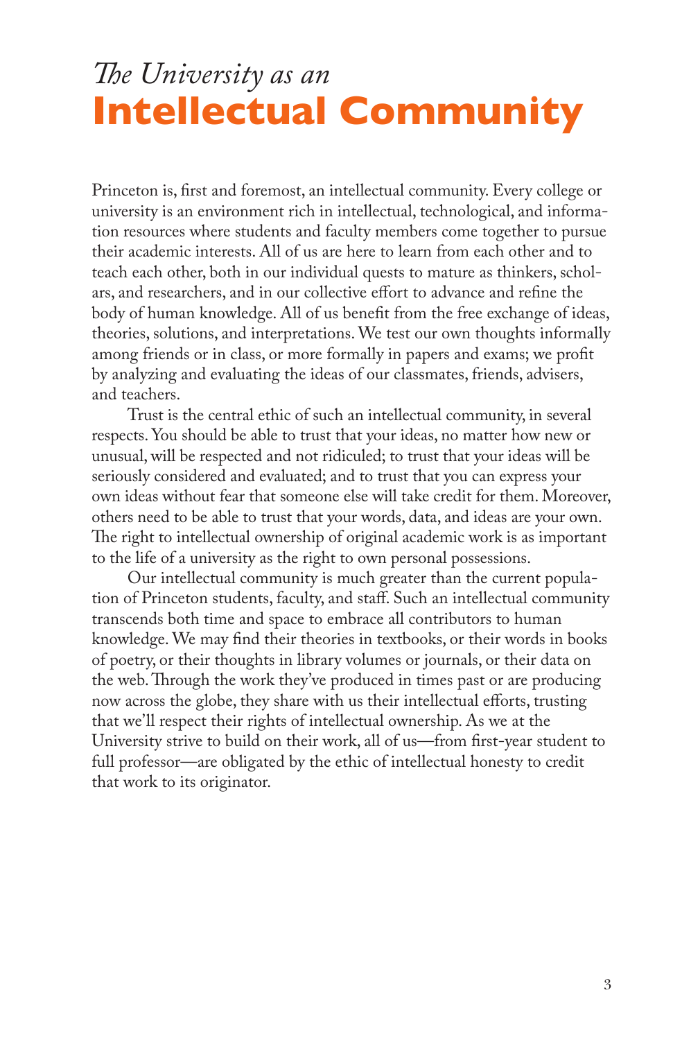# *The University as an* **Intellectual Community**

Princeton is, first and foremost, an intellectual community. Every college or university is an environment rich in intellectual, technological, and information resources where students and faculty members come together to pursue their academic interests. All of us are here to learn from each other and to teach each other, both in our individual quests to mature as thinkers, scholars, and researchers, and in our collective effort to advance and refine the body of human knowledge. All of us benefit from the free exchange of ideas, theories, solutions, and interpretations. We test our own thoughts informally among friends or in class, or more formally in papers and exams; we profit by analyzing and evaluating the ideas of our classmates, friends, advisers, and teachers.

Trust is the central ethic of such an intellectual community, in several respects. You should be able to trust that your ideas, no matter how new or unusual, will be respected and not ridiculed; to trust that your ideas will be seriously considered and evaluated; and to trust that you can express your own ideas without fear that someone else will take credit for them. Moreover, others need to be able to trust that your words, data, and ideas are your own. The right to intellectual ownership of original academic work is as important to the life of a university as the right to own personal possessions.

Our intellectual community is much greater than the current population of Princeton students, faculty, and staff. Such an intellectual community transcends both time and space to embrace all contributors to human knowledge. We may find their theories in textbooks, or their words in books of poetry, or their thoughts in library volumes or journals, or their data on the web. Through the work they've produced in times past or are producing now across the globe, they share with us their intellectual efforts, trusting that we'll respect their rights of intellectual ownership. As we at the University strive to build on their work, all of us—from first-year student to full professor—are obligated by the ethic of intellectual honesty to credit that work to its originator.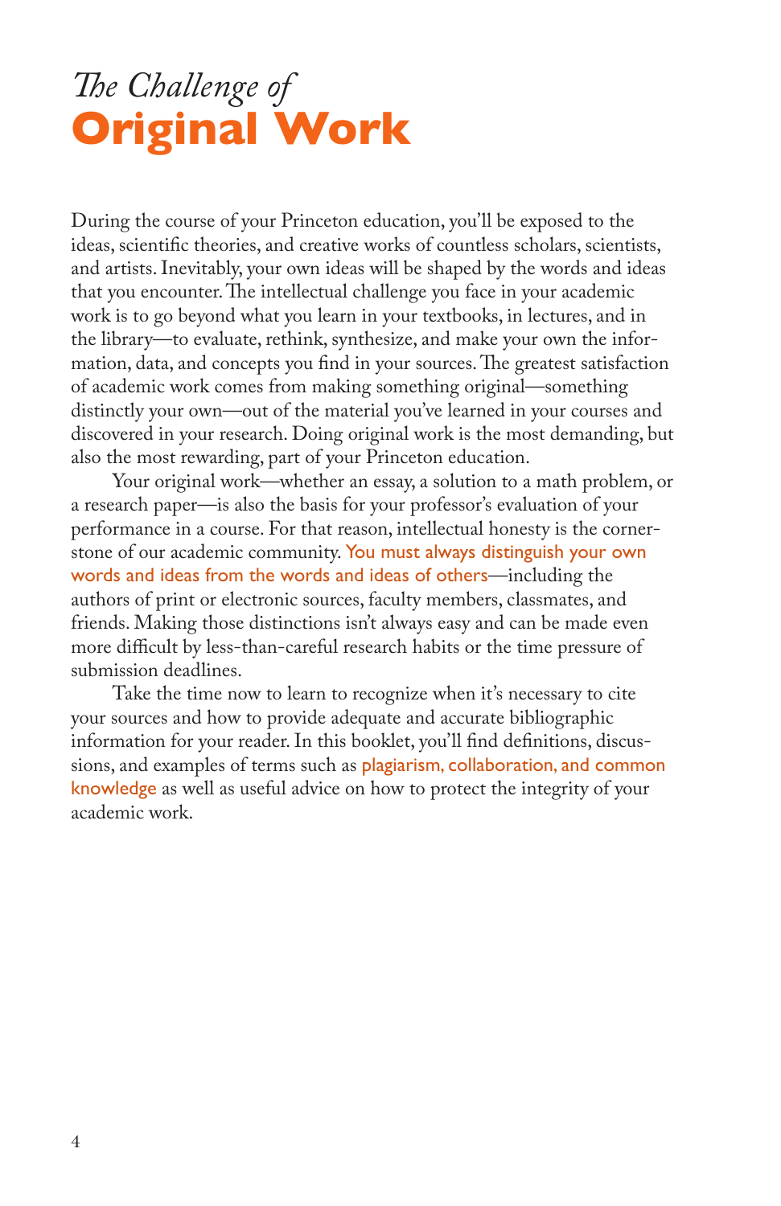# *The Challenge of* **Original Work**

During the course of your Princeton education, you'll be exposed to the ideas, scientific theories, and creative works of countless scholars, scientists, and artists. Inevitably, your own ideas will be shaped by the words and ideas that you encounter. The intellectual challenge you face in your academic work is to go beyond what you learn in your textbooks, in lectures, and in the library—to evaluate, rethink, synthesize, and make your own the information, data, and concepts you find in your sources. The greatest satisfaction of academic work comes from making something original—something distinctly your own—out of the material you've learned in your courses and discovered in your research. Doing original work is the most demanding, but also the most rewarding, part of your Princeton education.

Your original work—whether an essay, a solution to a math problem, or a research paper—is also the basis for your professor's evaluation of your performance in a course. For that reason, intellectual honesty is the cornerstone of our academic community. You must always distinguish your own words and ideas from the words and ideas of others—including the authors of print or electronic sources, faculty members, classmates, and friends. Making those distinctions isn't always easy and can be made even more difficult by less-than-careful research habits or the time pressure of submission deadlines.

Take the time now to learn to recognize when it's necessary to cite your sources and how to provide adequate and accurate bibliographic information for your reader. In this booklet, you'll find definitions, discussions, and examples of terms such as plagiarism, collaboration, and common knowledge as well as useful advice on how to protect the integrity of your academic work.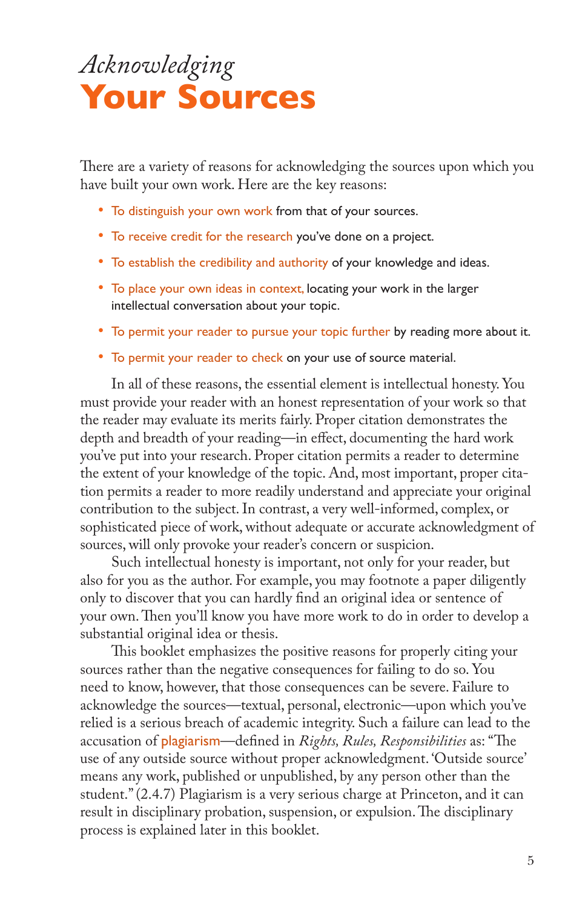# *Acknowledging* **Your Sources**

There are a variety of reasons for acknowledging the sources upon which you have built your own work. Here are the key reasons:

- To distinguish your own work from that of your sources.
- To receive credit for the research you've done on a project.
- To establish the credibility and authority of your knowledge and ideas.
- To place your own ideas in context, locating your work in the larger intellectual conversation about your topic.
- To permit your reader to pursue your topic further by reading more about it.
- To permit your reader to check on your use of source material.

In all of these reasons, the essential element is intellectual honesty. You must provide your reader with an honest representation of your work so that the reader may evaluate its merits fairly. Proper citation demonstrates the depth and breadth of your reading—in effect, documenting the hard work you've put into your research. Proper citation permits a reader to determine the extent of your knowledge of the topic. And, most important, proper citation permits a reader to more readily understand and appreciate your original contribution to the subject. In contrast, a very well-informed, complex, or sophisticated piece of work, without adequate or accurate acknowledgment of sources, will only provoke your reader's concern or suspicion.

Such intellectual honesty is important, not only for your reader, but also for you as the author. For example, you may footnote a paper diligently only to discover that you can hardly find an original idea or sentence of your own. Then you'll know you have more work to do in order to develop a substantial original idea or thesis.

This booklet emphasizes the positive reasons for properly citing your sources rather than the negative consequences for failing to do so. You need to know, however, that those consequences can be severe. Failure to acknowledge the sources—textual, personal, electronic—upon which you've relied is a serious breach of academic integrity. Such a failure can lead to the accusation of plagiarism—defined in *Rights, Rules, Responsibilities* as: "The use of any outside source without proper acknowledgment. 'Outside source' means any work, published or unpublished, by any person other than the student." (2.4.7) Plagiarism is a very serious charge at Princeton, and it can result in disciplinary probation, suspension, or expulsion. The disciplinary process is explained later in this booklet.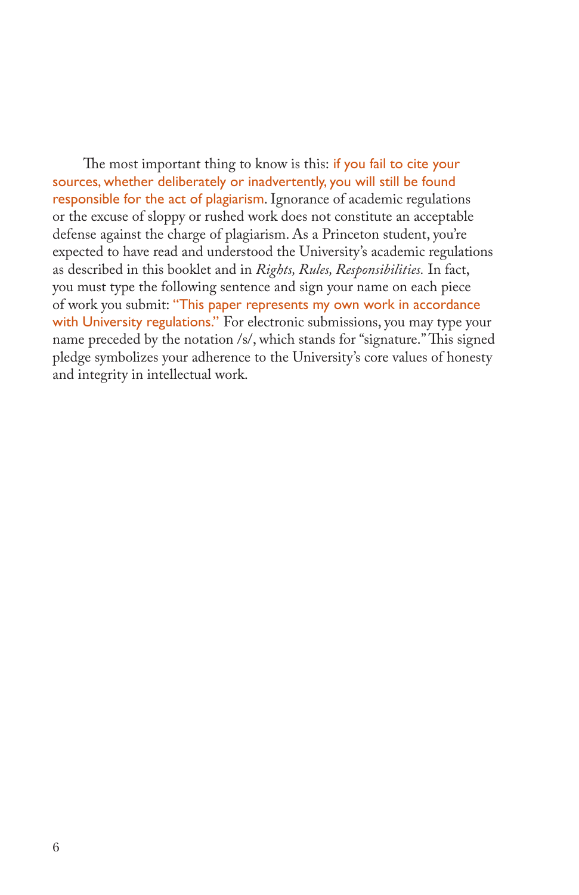The most important thing to know is this: **if you fail to cite your sources, whether deliberately or inadvertently, you will still be found responsible for the act of plagiarism**. Ignorance of academic regulations or the excuse of sloppy or rushed work does not constitute an acceptable defense against the charge of plagiarism. As a Princeton student, you're expected to have read and understood the University's academic regulations as described in this booklet and in *Rights, Rules, Responsibilities.* In fact, you must type the following sentence and sign your name on each piece of work you submit: **"This paper represents my own work in accordance with University regulations."** For electronic submissions, you may type your name preceded by the notation /s/, which stands for "signature." This signed pledge symbolizes your adherence to the University's core values of honesty and integrity in intellectual work.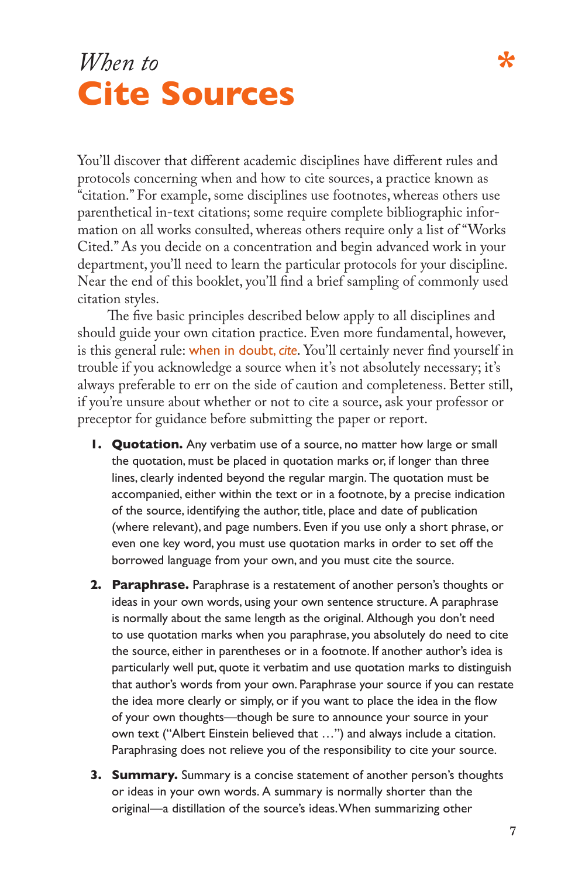# *When to* Cite Sources

You'll discover that different academic disciplines have different rules and protocols concerning when and how to cite sources, a practice known as "citation." For example, some disciplines use footnotes, whereas others use parenthetical in-text citations; some require complete bibliographic information on all works consulted, whereas others require only a list of "Works Cited." As you decide on a concentration and begin advanced work in your department, you'll need to learn the particular protocols for your discipline. Near the end of this booklet, you'll find a brief sampling of commonly used citation styles.

The five basic principles described below apply to all disciplines and should guide your own citation practice. Even more fundamental, however, is this general rule: when in doubt, *cite*. You'll certainly never find yourself in trouble if you acknowledge a source when it's not absolutely necessary; it's always preferable to err on the side of caution and completeness. Better still, if you're unsure about whether or not to cite a source, ask your professor or preceptor for guidance before submitting the paper or report.

1. **Quotation.** Any verbatim use of a source, no matter how large or small the quotation, must be placed in quotation marks or, if longer than three lines, clearly indented beyond the regular margin. The quotation must be accompanied, either within the text or in a footnote, by a precise indication of the source, identifying the author, title, place and date of publication (where relevant), and page numbers. Even if you use only a short phrase, or even one key word, you must use quotation marks in order to set off the borrowed language from your own, and you must cite the source.

2. **Paraphrase.** Paraphrase is a restatement of another person's thoughts or ideas in your own words, using your own sentence structure. A paraphrase is normally about the same length as the original. Although you don't need to use quotation marks when you paraphrase, you absolutely do need to cite the source, either in parentheses or in a footnote. If another author's idea is particularly well put, quote it verbatim and use quotation marks to distinguish that author's words from your own. Paraphrase your source if you can restate the idea more clearly or simply, or if you want to place the idea in the flow of your own thoughts—though be sure to announce your source in your own text ("Albert Einstein believed that …") and always include a citation. Paraphrasing does not relieve you of the responsibility to cite your source.

3. **Summary.** Summary is a concise statement of another person's thoughts or ideas in your own words. A summary is normally shorter than the original—a distillation of the source's ideas. When summarizing other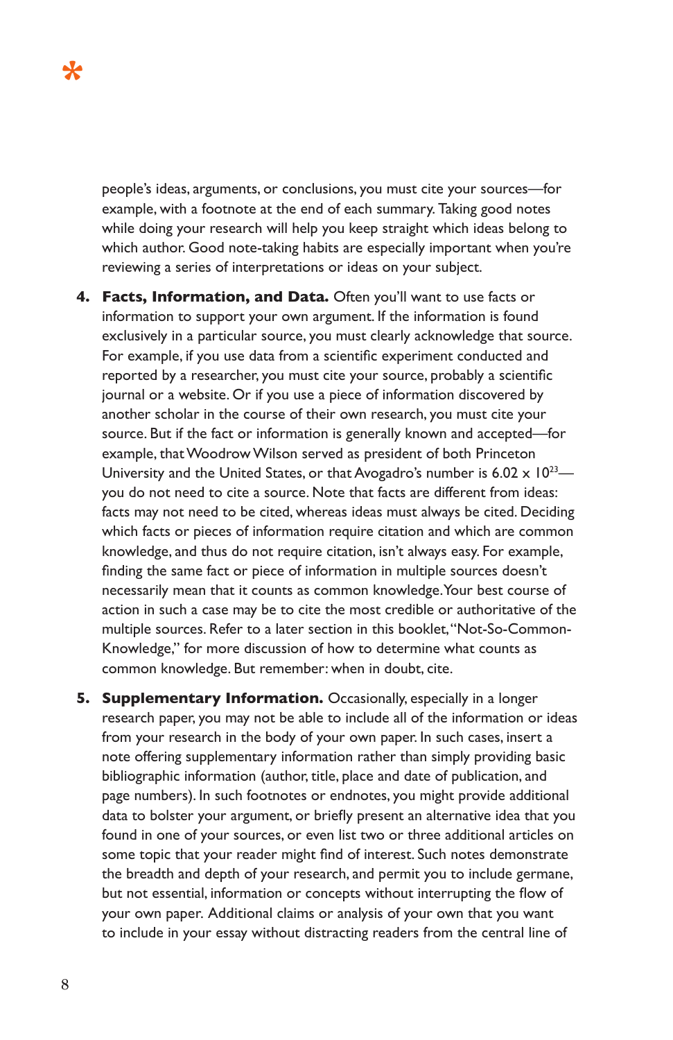people's ideas, arguments, or conclusions, you must cite your sources—for example, with a footnote at the end of each summary. Taking good notes while doing your research will help you keep straight which ideas belong to which author. Good note-taking habits are especially important when you're reviewing a series of interpretations or ideas on your subject.

4. **Facts, Information, and Data.** Often you'll want to use facts or information to support your own argument. If the information is found exclusively in a particular source, you must clearly acknowledge that source. For example, if you use data from a scientific experiment conducted and reported by a researcher, you must cite your source, probably a scientific journal or a website. Or if you use a piece of information discovered by another scholar in the course of their own research, you must cite your source. But if the fact or information is generally known and accepted—for example, that Woodrow Wilson served as president of both Princeton University and the United States, or that Avogadro's number is $6.02 \times 10^{23}$—you do not need to cite a source. Note that facts are different from ideas: facts may not need to be cited, whereas ideas must always be cited. Deciding which facts or pieces of information require citation and which are common knowledge, and thus do not require citation, isn't always easy. For example, finding the same fact or piece of information in multiple sources doesn't necessarily mean that it counts as common knowledge. Your best course of action in such a case may be to cite the most credible or authoritative of the multiple sources. Refer to a later section in this booklet, "Not-So-Common-Knowledge," for more discussion of how to determine what counts as common knowledge. But remember: when in doubt, cite.

5. **Supplementary Information.** Occasionally, especially in a longer research paper, you may not be able to include all of the information or ideas from your research in the body of your own paper. In such cases, insert a note offering supplementary information rather than simply providing basic bibliographic information (author, title, place and date of publication, and page numbers). In such footnotes or endnotes, you might provide additional data to bolster your argument, or briefly present an alternative idea that you found in one of your sources, or even list two or three additional articles on some topic that your reader might find of interest. Such notes demonstrate the breadth and depth of your research, and permit you to include germane, but not essential, information or concepts without interrupting the flow of your own paper. Additional claims or analysis of your own that you want to include in your essay without distracting readers from the central line of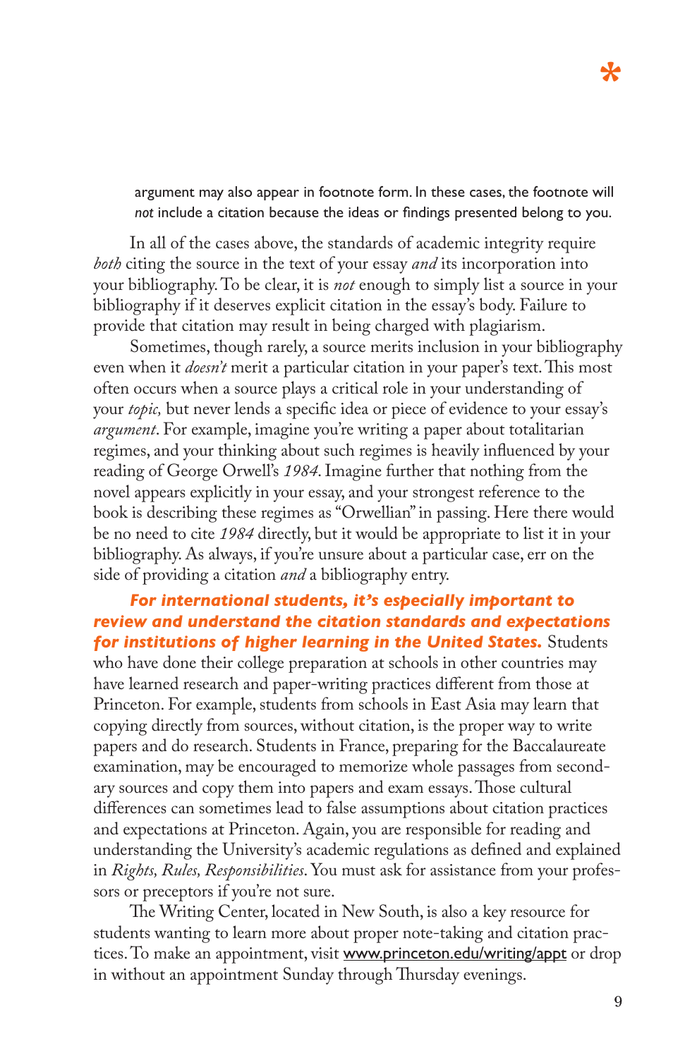argument may also appear in footnote form. In these cases, the footnote will *not* include a citation because the ideas or findings presented belong to you.

In all of the cases above, the standards of academic integrity require *both* citing the source in the text of your essay *and* its incorporation into your bibliography. To be clear, it is *not* enough to simply list a source in your bibliography if it deserves explicit citation in the essay's body. Failure to provide that citation may result in being charged with plagiarism.

Sometimes, though rarely, a source merits inclusion in your bibliography even when it *doesn't* merit a particular citation in your paper's text. This most often occurs when a source plays a critical role in your understanding of your *topic,* but never lends a specific idea or piece of evidence to your essay's *argument*. For example, imagine you're writing a paper about totalitarian regimes, and your thinking about such regimes is heavily influenced by your reading of George Orwell's *1984*. Imagine further that nothing from the novel appears explicitly in your essay, and your strongest reference to the book is describing these regimes as "Orwellian" in passing. Here there would be no need to cite *1984* directly, but it would be appropriate to list it in your bibliography. As always, if you're unsure about a particular case, err on the side of providing a citation *and* a bibliography entry.

***For international students, it's especially important to review and understand the citation standards and expectations for institutions of higher learning in the United States.*** Students who have done their college preparation at schools in other countries may have learned research and paper-writing practices different from those at Princeton. For example, students from schools in East Asia may learn that copying directly from sources, without citation, is the proper way to write papers and do research. Students in France, preparing for the Baccalaureate examination, may be encouraged to memorize whole passages from secondary sources and copy them into papers and exam essays. Those cultural differences can sometimes lead to false assumptions about citation practices and expectations at Princeton. Again, you are responsible for reading and understanding the University's academic regulations as defined and explained in *Rights, Rules, Responsibilities*. You must ask for assistance from your professors or preceptors if you're not sure.

The Writing Center, located in New South, is also a key resource for students wanting to learn more about proper note-taking and citation practices. To make an appointment, visit www.princeton.edu/writing/appt or drop in without an appointment Sunday through Thursday evenings.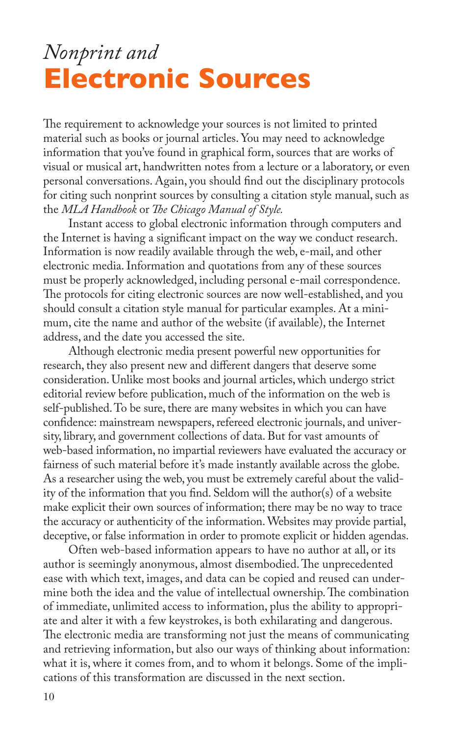# *Nonprint and* **Electronic Sources**

The requirement to acknowledge your sources is not limited to printed material such as books or journal articles. You may need to acknowledge information that you've found in graphical form, sources that are works of visual or musical art, handwritten notes from a lecture or a laboratory, or even personal conversations. Again, you should find out the disciplinary protocols for citing such nonprint sources by consulting a citation style manual, such as the *MLA Handbook* or *The Chicago Manual of Style.*

Instant access to global electronic information through computers and the Internet is having a significant impact on the way we conduct research. Information is now readily available through the web, e-mail, and other electronic media. Information and quotations from any of these sources must be properly acknowledged, including personal e-mail correspondence. The protocols for citing electronic sources are now well-established, and you should consult a citation style manual for particular examples. At a minimum, cite the name and author of the website (if available), the Internet address, and the date you accessed the site.

Although electronic media present powerful new opportunities for research, they also present new and different dangers that deserve some consideration. Unlike most books and journal articles, which undergo strict editorial review before publication, much of the information on the web is self-published. To be sure, there are many websites in which you can have confidence: mainstream newspapers, refereed electronic journals, and university, library, and government collections of data. But for vast amounts of web-based information, no impartial reviewers have evaluated the accuracy or fairness of such material before it's made instantly available across the globe. As a researcher using the web, you must be extremely careful about the validity of the information that you find. Seldom will the author(s) of a website make explicit their own sources of information; there may be no way to trace the accuracy or authenticity of the information. Websites may provide partial, deceptive, or false information in order to promote explicit or hidden agendas.

Often web-based information appears to have no author at all, or its author is seemingly anonymous, almost disembodied. The unprecedented ease with which text, images, and data can be copied and reused can undermine both the idea and the value of intellectual ownership. The combination of immediate, unlimited access to information, plus the ability to appropriate and alter it with a few keystrokes, is both exhilarating and dangerous. The electronic media are transforming not just the means of communicating and retrieving information, but also our ways of thinking about information: what it is, where it comes from, and to whom it belongs. Some of the implications of this transformation are discussed in the next section.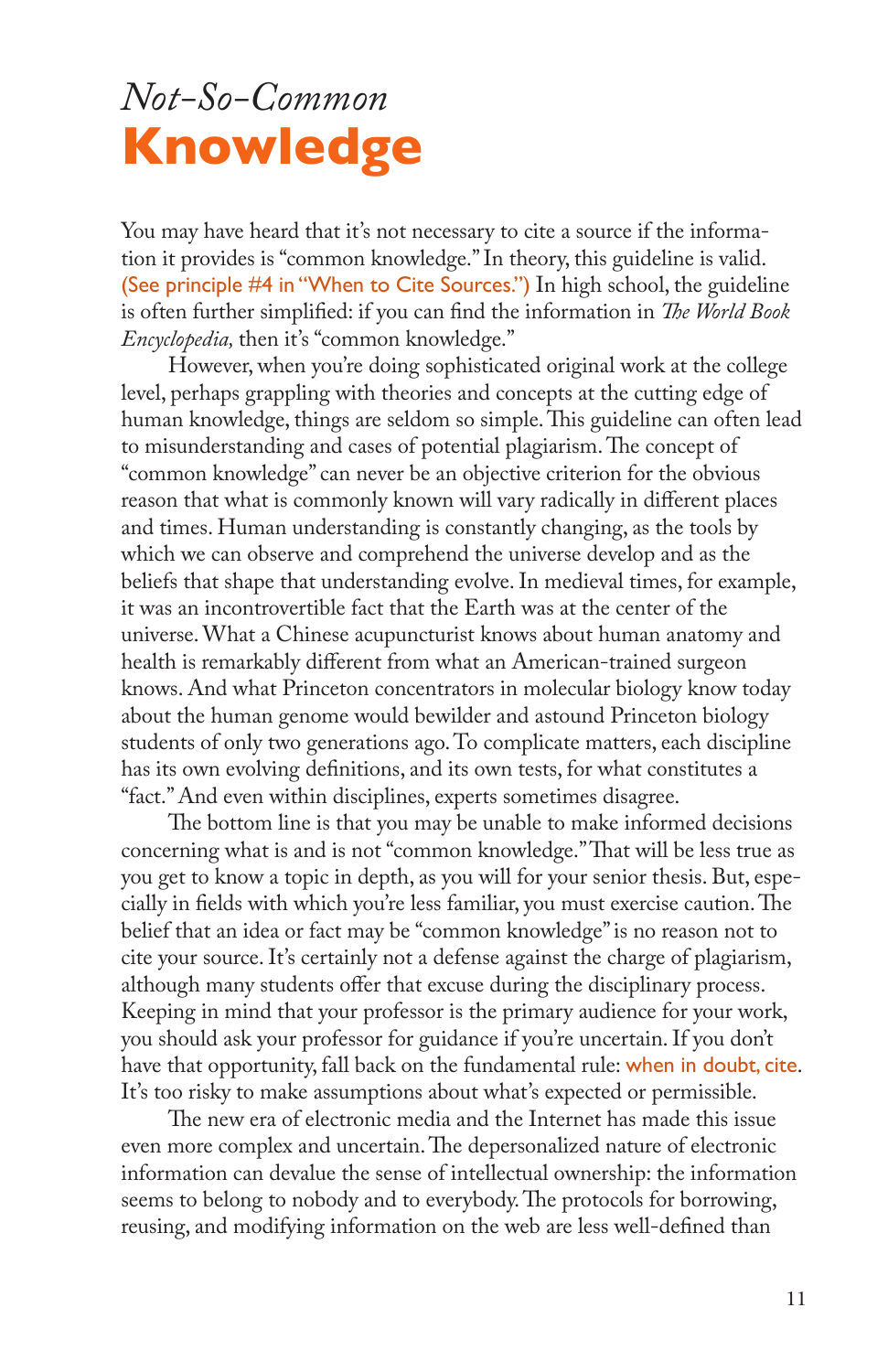# *Not-So-Common* **Knowledge**

You may have heard that it's not necessary to cite a source if the information it provides is "common knowledge." In theory, this guideline is valid. (See principle #4 in "When to Cite Sources.") In high school, the guideline is often further simplified: if you can find the information in *The World Book Encyclopedia,* then it's "common knowledge."

However, when you're doing sophisticated original work at the college level, perhaps grappling with theories and concepts at the cutting edge of human knowledge, things are seldom so simple. This guideline can often lead to misunderstanding and cases of potential plagiarism. The concept of "common knowledge" can never be an objective criterion for the obvious reason that what is commonly known will vary radically in different places and times. Human understanding is constantly changing, as the tools by which we can observe and comprehend the universe develop and as the beliefs that shape that understanding evolve. In medieval times, for example, it was an incontrovertible fact that the Earth was at the center of the universe. What a Chinese acupuncturist knows about human anatomy and health is remarkably different from what an American-trained surgeon knows. And what Princeton concentrators in molecular biology know today about the human genome would bewilder and astound Princeton biology students of only two generations ago. To complicate matters, each discipline has its own evolving definitions, and its own tests, for what constitutes a "fact." And even within disciplines, experts sometimes disagree.

The bottom line is that you may be unable to make informed decisions concerning what is and is not "common knowledge." That will be less true as you get to know a topic in depth, as you will for your senior thesis. But, especially in fields with which you're less familiar, you must exercise caution. The belief that an idea or fact may be "common knowledge" is no reason not to cite your source. It's certainly not a defense against the charge of plagiarism, although many students offer that excuse during the disciplinary process. Keeping in mind that your professor is the primary audience for your work, you should ask your professor for guidance if you're uncertain. If you don't have that opportunity, fall back on the fundamental rule: when in doubt, cite. It's too risky to make assumptions about what's expected or permissible.

The new era of electronic media and the Internet has made this issue even more complex and uncertain. The depersonalized nature of electronic information can devalue the sense of intellectual ownership: the information seems to belong to nobody and to everybody. The protocols for borrowing, reusing, and modifying information on the web are less well-defined than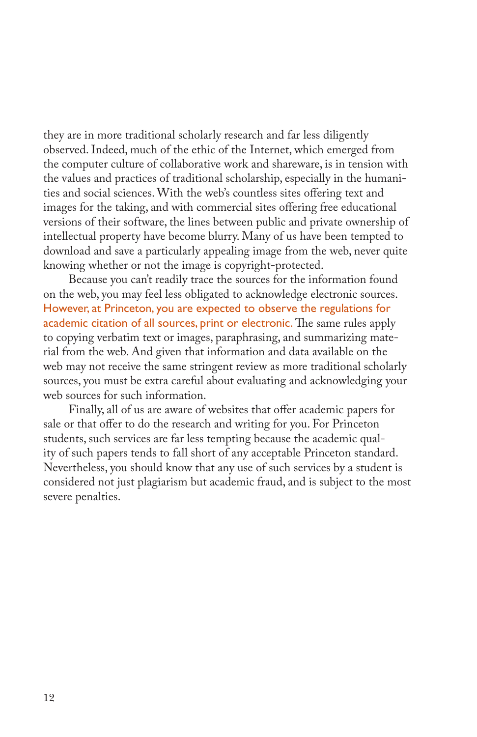they are in more traditional scholarly research and far less diligently observed. Indeed, much of the ethic of the Internet, which emerged from the computer culture of collaborative work and shareware, is in tension with the values and practices of traditional scholarship, especially in the humanities and social sciences. With the web's countless sites offering text and images for the taking, and with commercial sites offering free educational versions of their software, the lines between public and private ownership of intellectual property have become blurry. Many of us have been tempted to download and save a particularly appealing image from the web, never quite knowing whether or not the image is copyright-protected.

Because you can't readily trace the sources for the information found on the web, you may feel less obligated to acknowledge electronic sources. **However, at Princeton, you are expected to observe the regulations for academic citation of all sources, print or electronic.** The same rules apply to copying verbatim text or images, paraphrasing, and summarizing material from the web. And given that information and data available on the web may not receive the same stringent review as more traditional scholarly sources, you must be extra careful about evaluating and acknowledging your web sources for such information.

Finally, all of us are aware of websites that offer academic papers for sale or that offer to do the research and writing for you. For Princeton students, such services are far less tempting because the academic quality of such papers tends to fall short of any acceptable Princeton standard. Nevertheless, you should know that any use of such services by a student is considered not just plagiarism but academic fraud, and is subject to the most severe penalties.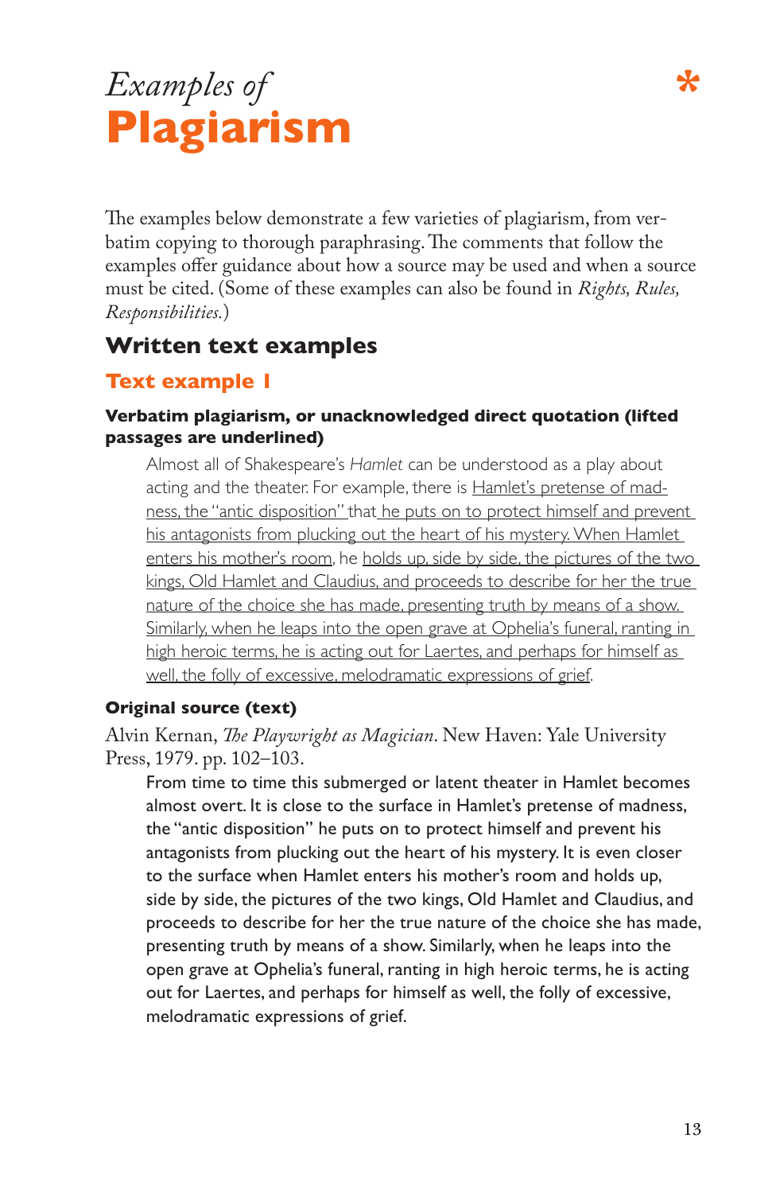# *Examples of* **Plagiarism**

*

The examples below demonstrate a few varieties of plagiarism, from verbatim copying to thorough paraphrasing. The comments that follow the examples offer guidance about how a source may be used and when a source must be cited. (Some of these examples can also be found in *Rights, Rules, Responsibilities.*)

## Written text examples

### Text example 1

**Verbatim plagiarism, or unacknowledged direct quotation (lifted passages are underlined)**

> Almost all of Shakespeare's *Hamlet* can be understood as a play about acting and the theater. For example, there is <u>Hamlet's pretense of madness, the "antic disposition"</u> that <u>he puts on to protect himself and prevent his antagonists from plucking out the heart of his mystery. When Hamlet enters his mother's room</u>, he <u>holds up, side by side, the pictures of the two kings, Old Hamlet and Claudius, and proceeds to describe for her the true nature of the choice she has made, presenting truth by means of a show. Similarly, when he leaps into the open grave at Ophelia's funeral, ranting in high heroic terms, he is acting out for Laertes, and perhaps for himself as well, the folly of excessive, melodramatic expressions of grief</u>.

**Original source (text)**

Alvin Kernan, *The Playwright as Magician*. New Haven: Yale University Press, 1979. pp. 102–103.

> From time to time this submerged or latent theater in Hamlet becomes almost overt. It is close to the surface in Hamlet's pretense of madness, the "antic disposition" he puts on to protect himself and prevent his antagonists from plucking out the heart of his mystery. It is even closer to the surface when Hamlet enters his mother's room and holds up, side by side, the pictures of the two kings, Old Hamlet and Claudius, and proceeds to describe for her the true nature of the choice she has made, presenting truth by means of a show. Similarly, when he leaps into the open grave at Ophelia's funeral, ranting in high heroic terms, he is acting out for Laertes, and perhaps for himself as well, the folly of excessive, melodramatic expressions of grief.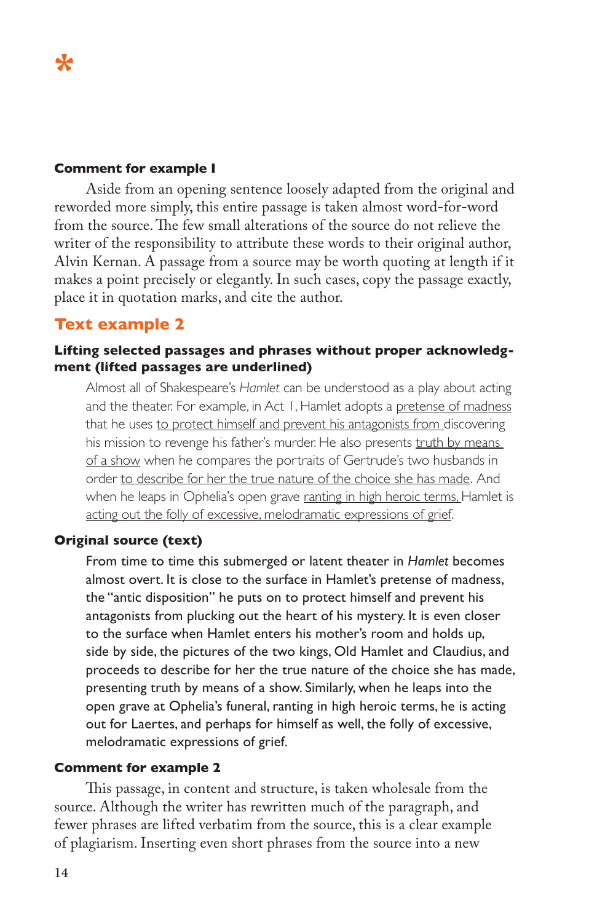*

**Comment for example 1**

Aside from an opening sentence loosely adapted from the original and reworded more simply, this entire passage is taken almost word-for-word from the source. The few small alterations of the source do not relieve the writer of the responsibility to attribute these words to their original author, Alvin Kernan. A passage from a source may be worth quoting at length if it makes a point precisely or elegantly. In such cases, copy the passage exactly, place it in quotation marks, and cite the author.

## Text example 2

**Lifting selected passages and phrases without proper acknowledgment (lifted passages are underlined)**

> Almost all of Shakespeare's *Hamlet* can be understood as a play about acting and the theater. For example, in Act 1, Hamlet adopts a <u>pretense of madness</u> that he uses <u>to protect himself and prevent his antagonists from</u> discovering his mission to revenge his father's murder. He also presents <u>truth by means of a show</u> when he compares the portraits of Gertrude's two husbands in order <u>to describe for her the true nature of the choice she has made</u>. And when he leaps in Ophelia's open grave <u>ranting in high heroic terms,</u> Hamlet is <u>acting out the folly of excessive, melodramatic expressions of grief</u>.

**Original source (text)**

> From time to time this submerged or latent theater in *Hamlet* becomes almost overt. It is close to the surface in Hamlet's pretense of madness, the "antic disposition" he puts on to protect himself and prevent his antagonists from plucking out the heart of his mystery. It is even closer to the surface when Hamlet enters his mother's room and holds up, side by side, the pictures of the two kings, Old Hamlet and Claudius, and proceeds to describe for her the true nature of the choice she has made, presenting truth by means of a show. Similarly, when he leaps into the open grave at Ophelia's funeral, ranting in high heroic terms, he is acting out for Laertes, and perhaps for himself as well, the folly of excessive, melodramatic expressions of grief.

**Comment for example 2**

This passage, in content and structure, is taken wholesale from the source. Although the writer has rewritten much of the paragraph, and fewer phrases are lifted verbatim from the source, this is a clear example of plagiarism. Inserting even short phrases from the source into a new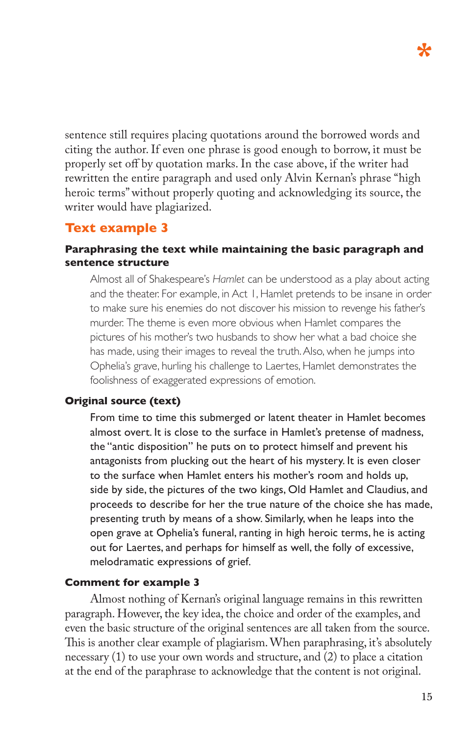sentence still requires placing quotations around the borrowed words and citing the author. If even one phrase is good enough to borrow, it must be properly set off by quotation marks. In the case above, if the writer had rewritten the entire paragraph and used only Alvin Kernan's phrase "high heroic terms" without properly quoting and acknowledging its source, the writer would have plagiarized.

## Text example 3

### Paraphrasing the text while maintaining the basic paragraph and sentence structure

> Almost all of Shakespeare's *Hamlet* can be understood as a play about acting and the theater. For example, in Act 1, Hamlet pretends to be insane in order to make sure his enemies do not discover his mission to revenge his father's murder. The theme is even more obvious when Hamlet compares the pictures of his mother's two husbands to show her what a bad choice she has made, using their images to reveal the truth. Also, when he jumps into Ophelia's grave, hurling his challenge to Laertes, Hamlet demonstrates the foolishness of exaggerated expressions of emotion.

### Original source (text)

> From time to time this submerged or latent theater in Hamlet becomes almost overt. It is close to the surface in Hamlet's pretense of madness, the "antic disposition" he puts on to protect himself and prevent his antagonists from plucking out the heart of his mystery. It is even closer to the surface when Hamlet enters his mother's room and holds up, side by side, the pictures of the two kings, Old Hamlet and Claudius, and proceeds to describe for her the true nature of the choice she has made, presenting truth by means of a show. Similarly, when he leaps into the open grave at Ophelia's funeral, ranting in high heroic terms, he is acting out for Laertes, and perhaps for himself as well, the folly of excessive, melodramatic expressions of grief.

### Comment for example 3

Almost nothing of Kernan's original language remains in this rewritten paragraph. However, the key idea, the choice and order of the examples, and even the basic structure of the original sentences are all taken from the source. This is another clear example of plagiarism. When paraphrasing, it's absolutely necessary (1) to use your own words and structure, and (2) to place a citation at the end of the paraphrase to acknowledge that the content is not original.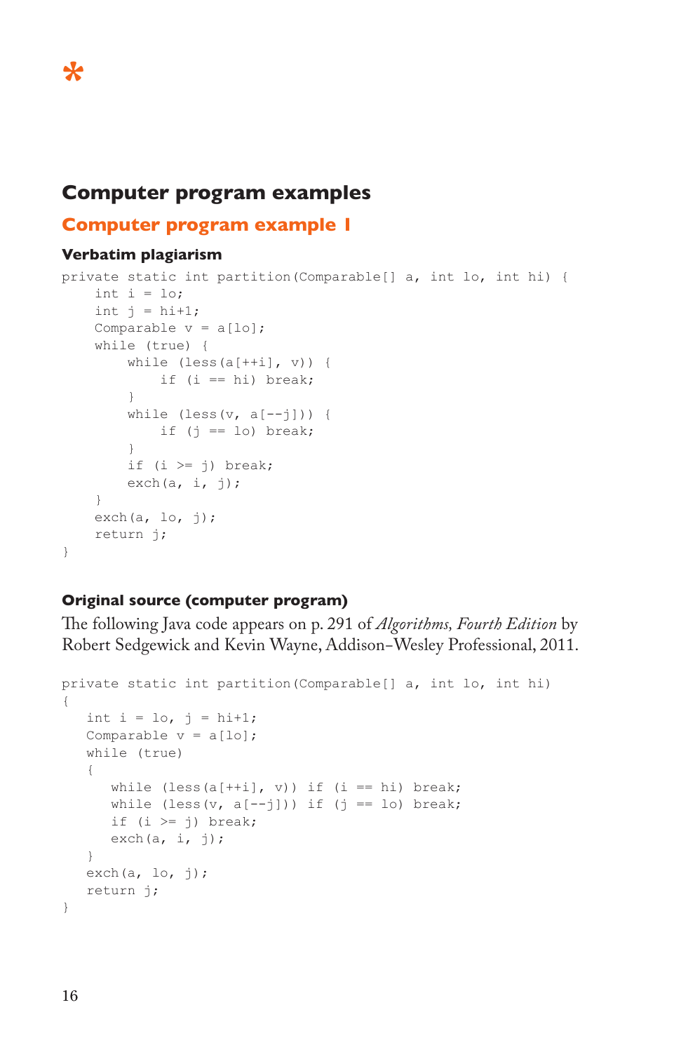## Computer program examples

### Computer program example 1

#### Verbatim plagiarism

```
private static int partition(Comparable[] a, int lo, int hi) {
    int i = lo;
    int j = hi+1;
    Comparable v = a[lo];
    while (true) {
        while (less(a[++i], v)) {
            if (i == hi) break;
        }
        while (less(v, a[--j])) {
            if (j == lo) break;
        }
        if (i >= j) break;
        exch(a, i, j);
    }
    exch(a, lo, j);
    return j;
}
```

#### Original source (computer program)

The following Java code appears on p. 291 of *Algorithms, Fourth Edition* by Robert Sedgewick and Kevin Wayne, Addison-Wesley Professional, 2011.

```
private static int partition(Comparable[] a, int lo, int hi)
{
   int i = lo, j = hi+1;
   Comparable v = a[lo];
   while (true)
   {
      while (less(a[++i], v)) if (i == hi) break;
      while (less(v, a[--j])) if (j == lo) break;
      if (i >= j) break;
      exch(a, i, j);
   }
   exch(a, lo, j);
   return j;
}
```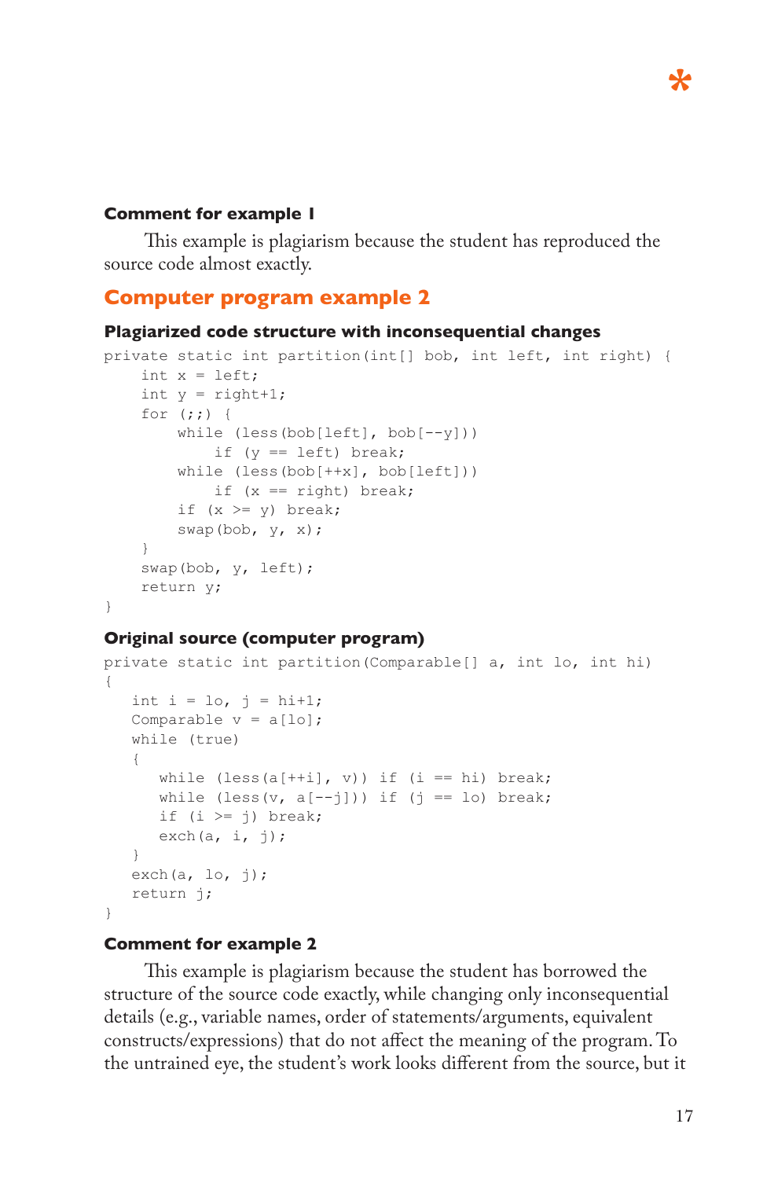### Comment for example 1

This example is plagiarism because the student has reproduced the source code almost exactly.

## Computer program example 2

### Plagiarized code structure with inconsequential changes

```
private static int partition(int[] bob, int left, int right) {
    int x = left;
    int y = right+1;
    for (;;) {
        while (less(bob[left], bob[--y]))
            if (y == left) break;
        while (less(bob[++x], bob[left]))
            if (x == right) break;
        if (x >= y) break;
        swap(bob, y, x);
    }
    swap(bob, y, left);
    return y;
}
```

### Original source (computer program)

```
private static int partition(Comparable[] a, int lo, int hi)
{
   int i = lo, j = hi+1;
   Comparable v = a[lo];
   while (true)
   {
      while (less(a[++i], v)) if (i == hi) break;
      while (less(v, a[--j])) if (j == lo) break;
      if (i >= j) break;
      exch(a, i, j);
   }
   exch(a, lo, j);
   return j;
}
```

### Comment for example 2

This example is plagiarism because the student has borrowed the structure of the source code exactly, while changing only inconsequential details (e.g., variable names, order of statements/arguments, equivalent constructs/expressions) that do not affect the meaning of the program. To the untrained eye, the student's work looks different from the source, but it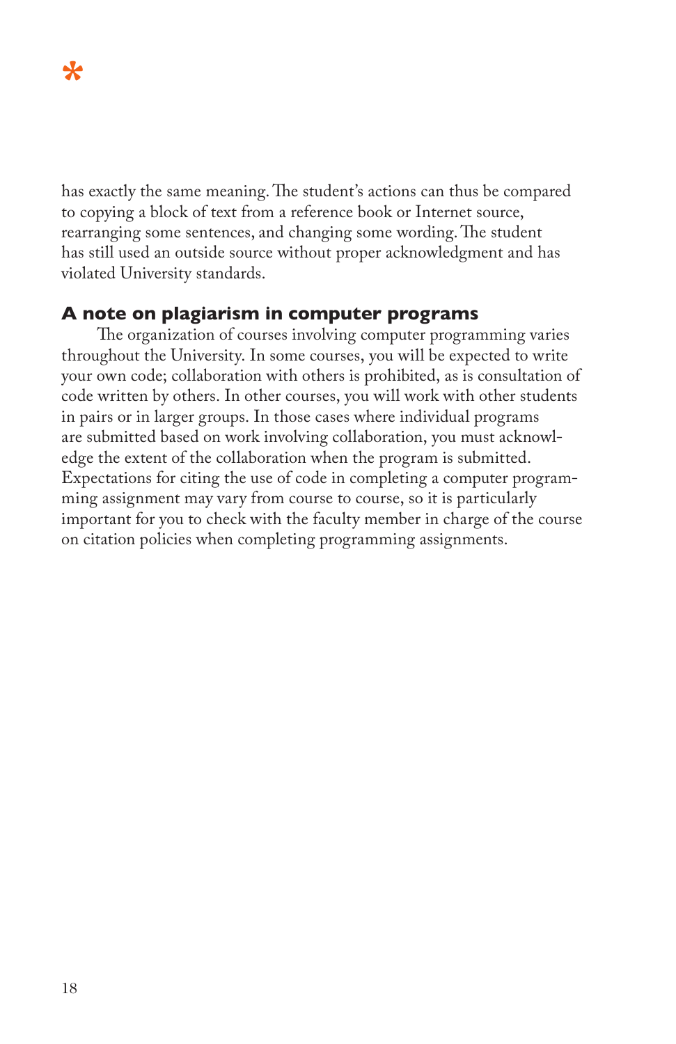has exactly the same meaning. The student's actions can thus be compared to copying a block of text from a reference book or Internet source, rearranging some sentences, and changing some wording. The student has still used an outside source without proper acknowledgment and has violated University standards.

### A note on plagiarism in computer programs

The organization of courses involving computer programming varies throughout the University. In some courses, you will be expected to write your own code; collaboration with others is prohibited, as is consultation of code written by others. In other courses, you will work with other students in pairs or in larger groups. In those cases where individual programs are submitted based on work involving collaboration, you must acknowledge the extent of the collaboration when the program is submitted. Expectations for citing the use of code in completing a computer programming assignment may vary from course to course, so it is particularly important for you to check with the faculty member in charge of the course on citation policies when completing programming assignments.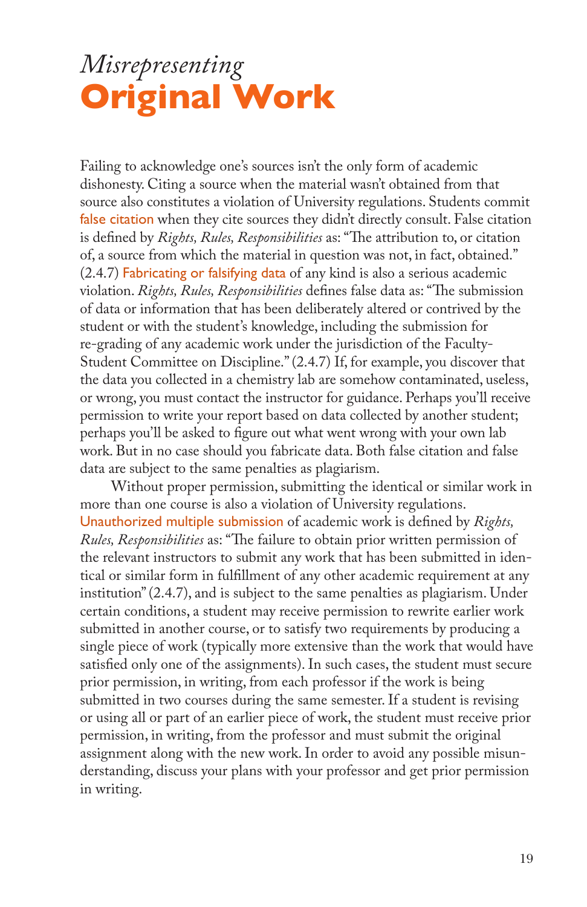# *Misrepresenting* **Original Work**

Failing to acknowledge one's sources isn't the only form of academic dishonesty. Citing a source when the material wasn't obtained from that source also constitutes a violation of University regulations. Students commit false citation when they cite sources they didn't directly consult. False citation is defined by *Rights, Rules, Responsibilities* as: "The attribution to, or citation of, a source from which the material in question was not, in fact, obtained." (2.4.7) Fabricating or falsifying data of any kind is also a serious academic violation. *Rights, Rules, Responsibilities* defines false data as: "The submission of data or information that has been deliberately altered or contrived by the student or with the student's knowledge, including the submission for re-grading of any academic work under the jurisdiction of the Faculty-Student Committee on Discipline." (2.4.7) If, for example, you discover that the data you collected in a chemistry lab are somehow contaminated, useless, or wrong, you must contact the instructor for guidance. Perhaps you'll receive permission to write your report based on data collected by another student; perhaps you'll be asked to figure out what went wrong with your own lab work. But in no case should you fabricate data. Both false citation and false data are subject to the same penalties as plagiarism.

Without proper permission, submitting the identical or similar work in more than one course is also a violation of University regulations. Unauthorized multiple submission of academic work is defined by *Rights, Rules, Responsibilities* as: "The failure to obtain prior written permission of the relevant instructors to submit any work that has been submitted in identical or similar form in fulfillment of any other academic requirement at any institution" (2.4.7), and is subject to the same penalties as plagiarism. Under certain conditions, a student may receive permission to rewrite earlier work submitted in another course, or to satisfy two requirements by producing a single piece of work (typically more extensive than the work that would have satisfied only one of the assignments). In such cases, the student must secure prior permission, in writing, from each professor if the work is being submitted in two courses during the same semester. If a student is revising or using all or part of an earlier piece of work, the student must receive prior permission, in writing, from the professor and must submit the original assignment along with the new work. In order to avoid any possible misunderstanding, discuss your plans with your professor and get prior permission in writing.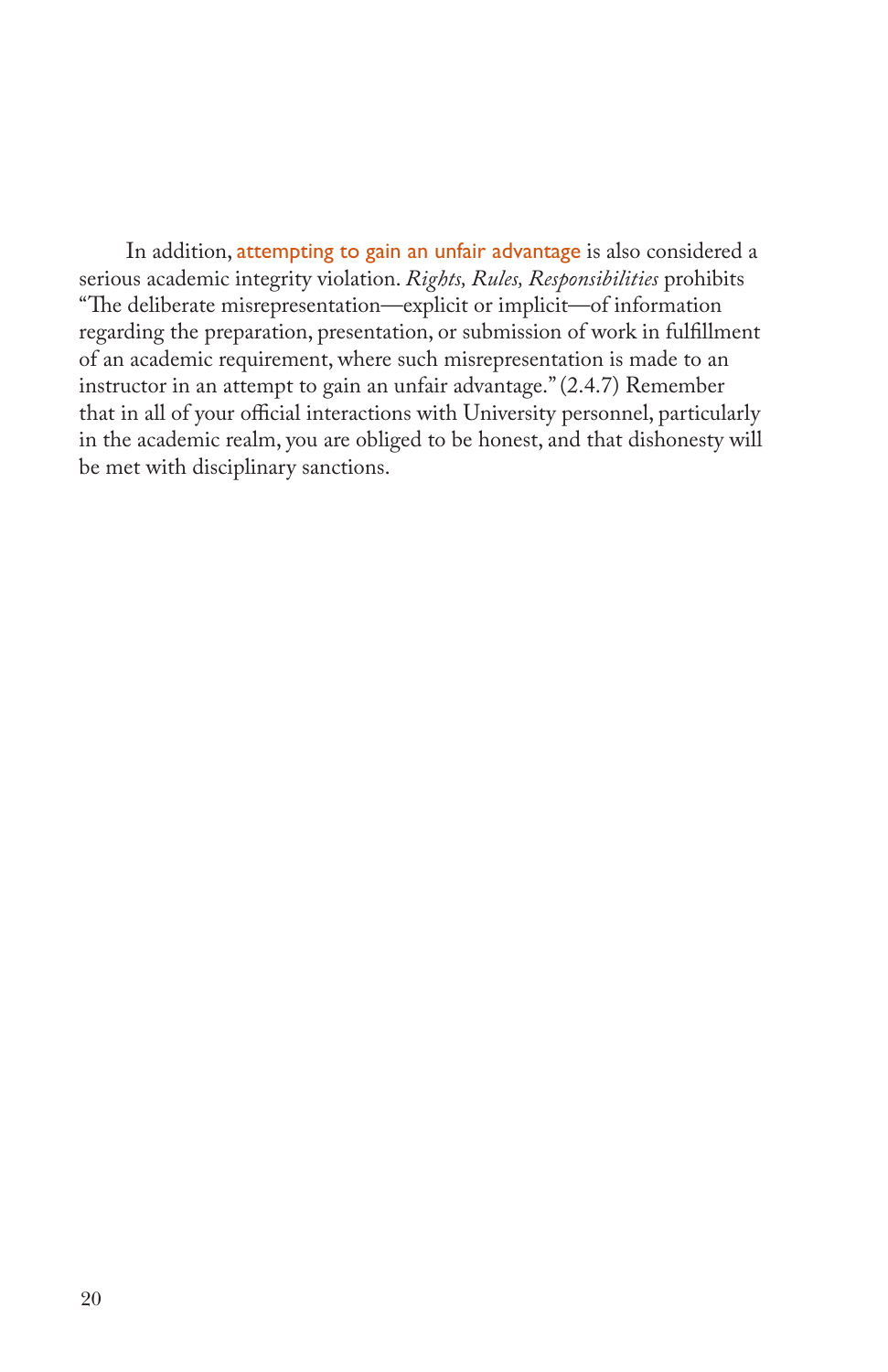In addition, attempting to gain an unfair advantage is also considered a serious academic integrity violation. *Rights, Rules, Responsibilities* prohibits "The deliberate misrepresentation—explicit or implicit—of information regarding the preparation, presentation, or submission of work in fulfillment of an academic requirement, where such misrepresentation is made to an instructor in an attempt to gain an unfair advantage." (2.4.7) Remember that in all of your official interactions with University personnel, particularly in the academic realm, you are obliged to be honest, and that dishonesty will be met with disciplinary sanctions.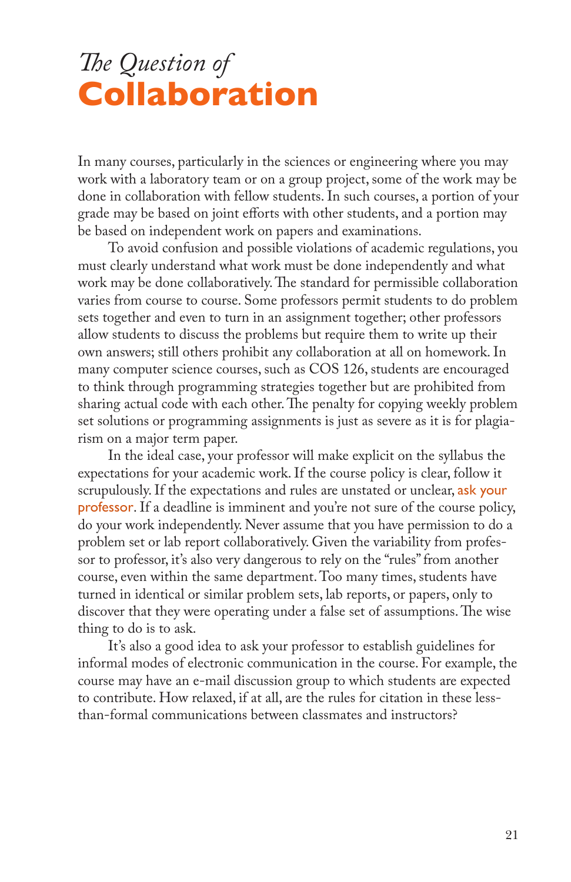# *The Question of* **Collaboration**

In many courses, particularly in the sciences or engineering where you may work with a laboratory team or on a group project, some of the work may be done in collaboration with fellow students. In such courses, a portion of your grade may be based on joint efforts with other students, and a portion may be based on independent work on papers and examinations.

To avoid confusion and possible violations of academic regulations, you must clearly understand what work must be done independently and what work may be done collaboratively. The standard for permissible collaboration varies from course to course. Some professors permit students to do problem sets together and even to turn in an assignment together; other professors allow students to discuss the problems but require them to write up their own answers; still others prohibit any collaboration at all on homework. In many computer science courses, such as COS 126, students are encouraged to think through programming strategies together but are prohibited from sharing actual code with each other. The penalty for copying weekly problem set solutions or programming assignments is just as severe as it is for plagiarism on a major term paper.

In the ideal case, your professor will make explicit on the syllabus the expectations for your academic work. If the course policy is clear, follow it scrupulously. If the expectations and rules are unstated or unclear, ask your professor. If a deadline is imminent and you're not sure of the course policy, do your work independently. Never assume that you have permission to do a problem set or lab report collaboratively. Given the variability from professor to professor, it's also very dangerous to rely on the "rules" from another course, even within the same department. Too many times, students have turned in identical or similar problem sets, lab reports, or papers, only to discover that they were operating under a false set of assumptions. The wise thing to do is to ask.

It's also a good idea to ask your professor to establish guidelines for informal modes of electronic communication in the course. For example, the course may have an e-mail discussion group to which students are expected to contribute. How relaxed, if at all, are the rules for citation in these less-than-formal communications between classmates and instructors?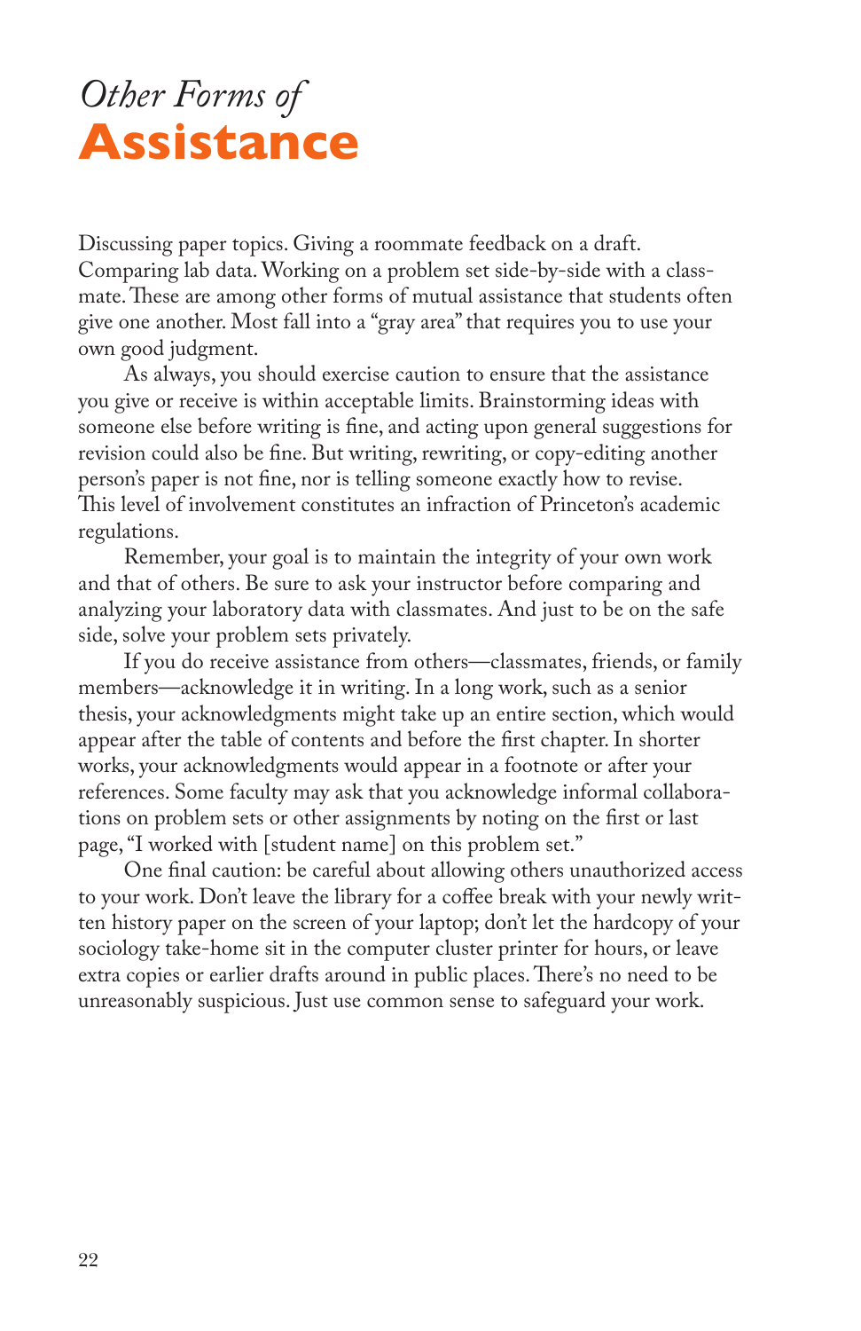# *Other Forms of* **Assistance**

Discussing paper topics. Giving a roommate feedback on a draft. Comparing lab data. Working on a problem set side-by-side with a classmate. These are among other forms of mutual assistance that students often give one another. Most fall into a "gray area" that requires you to use your own good judgment.

As always, you should exercise caution to ensure that the assistance you give or receive is within acceptable limits. Brainstorming ideas with someone else before writing is fine, and acting upon general suggestions for revision could also be fine. But writing, rewriting, or copy-editing another person's paper is not fine, nor is telling someone exactly how to revise. This level of involvement constitutes an infraction of Princeton's academic regulations.

Remember, your goal is to maintain the integrity of your own work and that of others. Be sure to ask your instructor before comparing and analyzing your laboratory data with classmates. And just to be on the safe side, solve your problem sets privately.

If you do receive assistance from others—classmates, friends, or family members—acknowledge it in writing. In a long work, such as a senior thesis, your acknowledgments might take up an entire section, which would appear after the table of contents and before the first chapter. In shorter works, your acknowledgments would appear in a footnote or after your references. Some faculty may ask that you acknowledge informal collaborations on problem sets or other assignments by noting on the first or last page, "I worked with [student name] on this problem set."

One final caution: be careful about allowing others unauthorized access to your work. Don't leave the library for a coffee break with your newly written history paper on the screen of your laptop; don't let the hardcopy of your sociology take-home sit in the computer cluster printer for hours, or leave extra copies or earlier drafts around in public places. There's no need to be unreasonably suspicious. Just use common sense to safeguard your work.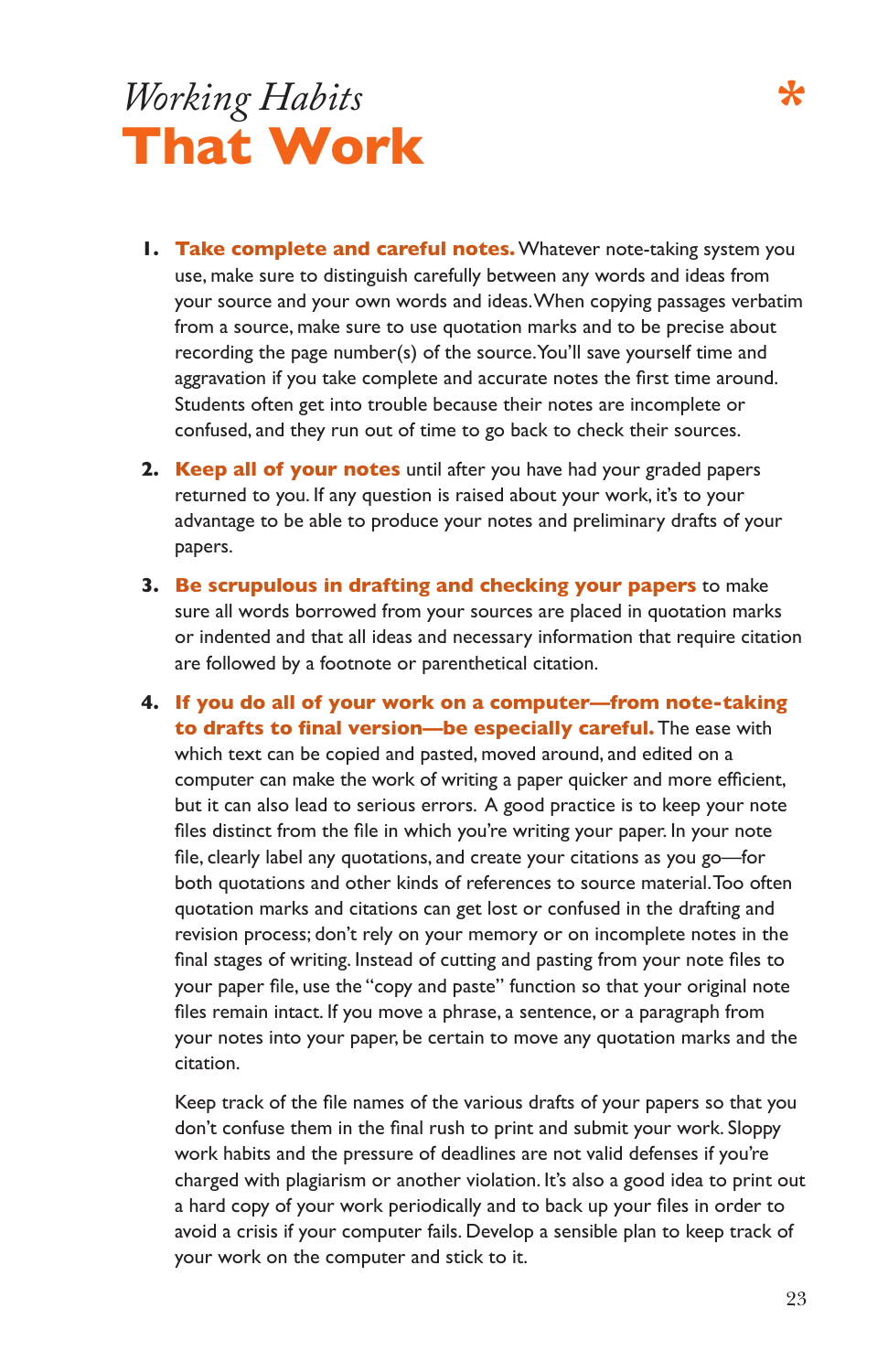# *Working Habits* That Work

1. **Take complete and careful notes.** Whatever note-taking system you use, make sure to distinguish carefully between any words and ideas from your source and your own words and ideas. When copying passages verbatim from a source, make sure to use quotation marks and to be precise about recording the page number(s) of the source. You'll save yourself time and aggravation if you take complete and accurate notes the first time around. Students often get into trouble because their notes are incomplete or confused, and they run out of time to go back to check their sources.

2. **Keep all of your notes** until after you have had your graded papers returned to you. If any question is raised about your work, it's to your advantage to be able to produce your notes and preliminary drafts of your papers.

3. **Be scrupulous in drafting and checking your papers** to make sure all words borrowed from your sources are placed in quotation marks or indented and that all ideas and necessary information that require citation are followed by a footnote or parenthetical citation.

4. **If you do all of your work on a computer—from note-taking to drafts to final version—be especially careful.** The ease with which text can be copied and pasted, moved around, and edited on a computer can make the work of writing a paper quicker and more efficient, but it can also lead to serious errors. A good practice is to keep your note files distinct from the file in which you're writing your paper. In your note file, clearly label any quotations, and create your citations as you go—for both quotations and other kinds of references to source material. Too often quotation marks and citations can get lost or confused in the drafting and revision process; don't rely on your memory or on incomplete notes in the final stages of writing. Instead of cutting and pasting from your note files to your paper file, use the "copy and paste" function so that your original note files remain intact. If you move a phrase, a sentence, or a paragraph from your notes into your paper, be certain to move any quotation marks and the citation.

   Keep track of the file names of the various drafts of your papers so that you don't confuse them in the final rush to print and submit your work. Sloppy work habits and the pressure of deadlines are not valid defenses if you're charged with plagiarism or another violation. It's also a good idea to print out a hard copy of your work periodically and to back up your files in order to avoid a crisis if your computer fails. Develop a sensible plan to keep track of your work on the computer and stick to it.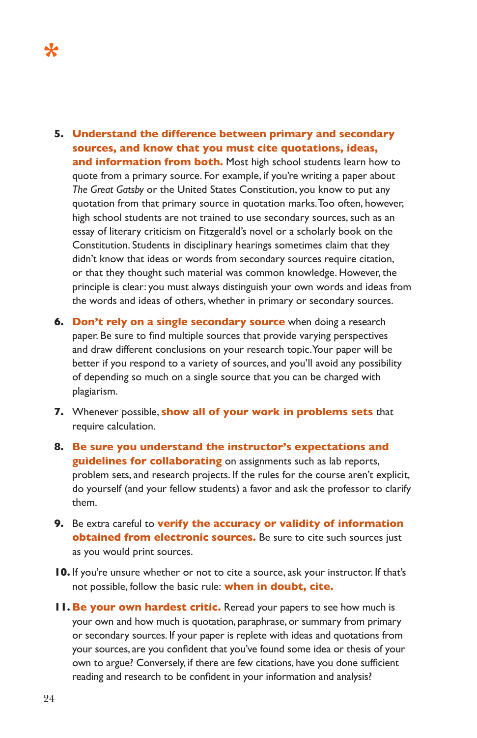*

5. **Understand the difference between primary and secondary sources, and know that you must cite quotations, ideas, and information from both.** Most high school students learn how to quote from a primary source. For example, if you're writing a paper about *The Great Gatsby* or the United States Constitution, you know to put any quotation from that primary source in quotation marks. Too often, however, high school students are not trained to use secondary sources, such as an essay of literary criticism on Fitzgerald's novel or a scholarly book on the Constitution. Students in disciplinary hearings sometimes claim that they didn't know that ideas or words from secondary sources require citation, or that they thought such material was common knowledge. However, the principle is clear: you must always distinguish your own words and ideas from the words and ideas of others, whether in primary or secondary sources.

6. **Don't rely on a single secondary source** when doing a research paper. Be sure to find multiple sources that provide varying perspectives and draw different conclusions on your research topic. Your paper will be better if you respond to a variety of sources, and you'll avoid any possibility of depending so much on a single source that you can be charged with plagiarism.

7. Whenever possible, **show all of your work in problems sets** that require calculation.

8. **Be sure you understand the instructor's expectations and guidelines for collaborating** on assignments such as lab reports, problem sets, and research projects. If the rules for the course aren't explicit, do yourself (and your fellow students) a favor and ask the professor to clarify them.

9. Be extra careful to **verify the accuracy or validity of information obtained from electronic sources.** Be sure to cite such sources just as you would print sources.

10. If you're unsure whether or not to cite a source, ask your instructor. If that's not possible, follow the basic rule: **when in doubt, cite.**

11. **Be your own hardest critic.** Reread your papers to see how much is your own and how much is quotation, paraphrase, or summary from primary or secondary sources. If your paper is replete with ideas and quotations from your sources, are you confident that you've found some idea or thesis of your own to argue? Conversely, if there are few citations, have you done sufficient reading and research to be confident in your information and analysis?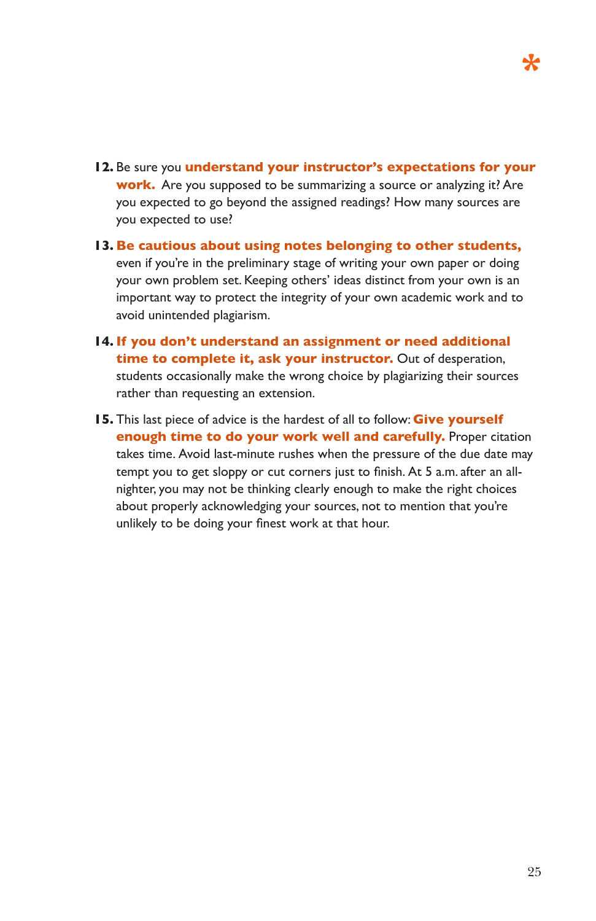12. Be sure you **understand your instructor's expectations for your work.** Are you supposed to be summarizing a source or analyzing it? Are you expected to go beyond the assigned readings? How many sources are you expected to use?

13. **Be cautious about using notes belonging to other students,** even if you're in the preliminary stage of writing your own paper or doing your own problem set. Keeping others' ideas distinct from your own is an important way to protect the integrity of your own academic work and to avoid unintended plagiarism.

14. **If you don't understand an assignment or need additional time to complete it, ask your instructor.** Out of desperation, students occasionally make the wrong choice by plagiarizing their sources rather than requesting an extension.

15. This last piece of advice is the hardest of all to follow: **Give yourself enough time to do your work well and carefully.** Proper citation takes time. Avoid last-minute rushes when the pressure of the due date may tempt you to get sloppy or cut corners just to finish. At 5 a.m. after an all-nighter, you may not be thinking clearly enough to make the right choices about properly acknowledging your sources, not to mention that you're unlikely to be doing your finest work at that hour.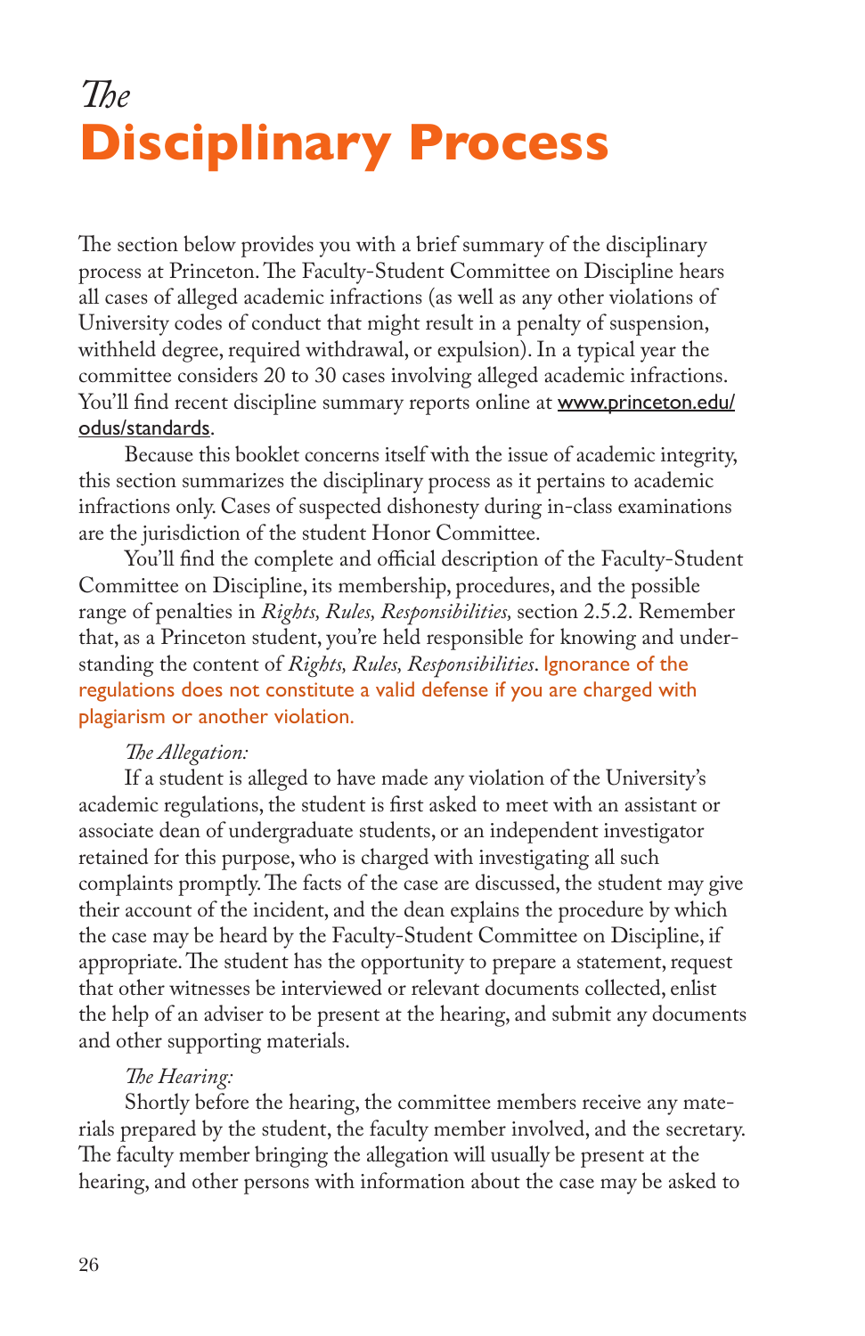# *The* Disciplinary Process

The section below provides you with a brief summary of the disciplinary process at Princeton. The Faculty-Student Committee on Discipline hears all cases of alleged academic infractions (as well as any other violations of University codes of conduct that might result in a penalty of suspension, withheld degree, required withdrawal, or expulsion). In a typical year the committee considers 20 to 30 cases involving alleged academic infractions. You'll find recent discipline summary reports online at www.princeton.edu/odus/standards.

Because this booklet concerns itself with the issue of academic integrity, this section summarizes the disciplinary process as it pertains to academic infractions only. Cases of suspected dishonesty during in-class examinations are the jurisdiction of the student Honor Committee.

You'll find the complete and official description of the Faculty-Student Committee on Discipline, its membership, procedures, and the possible range of penalties in *Rights, Rules, Responsibilities,* section 2.5.2. Remember that, as a Princeton student, you're held responsible for knowing and understanding the content of *Rights, Rules, Responsibilities*. Ignorance of the regulations does not constitute a valid defense if you are charged with plagiarism or another violation.

*The Allegation:*

If a student is alleged to have made any violation of the University's academic regulations, the student is first asked to meet with an assistant or associate dean of undergraduate students, or an independent investigator retained for this purpose, who is charged with investigating all such complaints promptly. The facts of the case are discussed, the student may give their account of the incident, and the dean explains the procedure by which the case may be heard by the Faculty-Student Committee on Discipline, if appropriate. The student has the opportunity to prepare a statement, request that other witnesses be interviewed or relevant documents collected, enlist the help of an adviser to be present at the hearing, and submit any documents and other supporting materials.

*The Hearing:*

Shortly before the hearing, the committee members receive any materials prepared by the student, the faculty member involved, and the secretary. The faculty member bringing the allegation will usually be present at the hearing, and other persons with information about the case may be asked to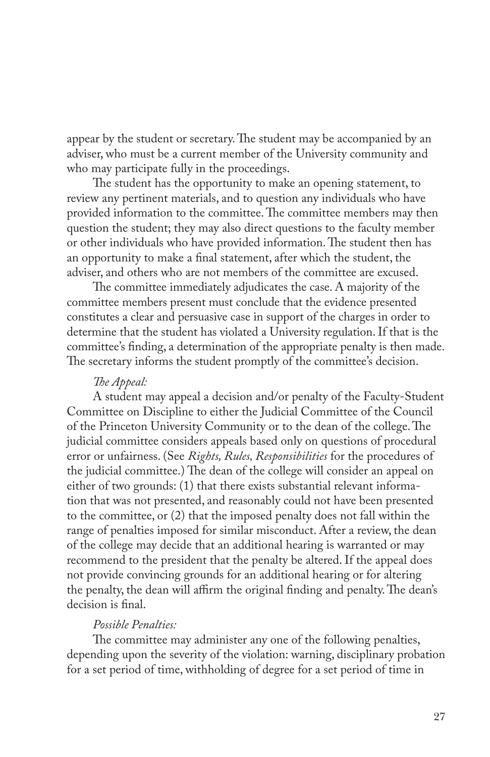appear by the student or secretary. The student may be accompanied by an adviser, who must be a current member of the University community and who may participate fully in the proceedings.

The student has the opportunity to make an opening statement, to review any pertinent materials, and to question any individuals who have provided information to the committee. The committee members may then question the student; they may also direct questions to the faculty member or other individuals who have provided information. The student then has an opportunity to make a final statement, after which the student, the adviser, and others who are not members of the committee are excused.

The committee immediately adjudicates the case. A majority of the committee members present must conclude that the evidence presented constitutes a clear and persuasive case in support of the charges in order to determine that the student has violated a University regulation. If that is the committee's finding, a determination of the appropriate penalty is then made. The secretary informs the student promptly of the committee's decision.

*The Appeal:*

A student may appeal a decision and/or penalty of the Faculty-Student Committee on Discipline to either the Judicial Committee of the Council of the Princeton University Community or to the dean of the college. The judicial committee considers appeals based only on questions of procedural error or unfairness. (See *Rights, Rules, Responsibilities* for the procedures of the judicial committee.) The dean of the college will consider an appeal on either of two grounds: (1) that there exists substantial relevant information that was not presented, and reasonably could not have been presented to the committee, or (2) that the imposed penalty does not fall within the range of penalties imposed for similar misconduct. After a review, the dean of the college may decide that an additional hearing is warranted or may recommend to the president that the penalty be altered. If the appeal does not provide convincing grounds for an additional hearing or for altering the penalty, the dean will affirm the original finding and penalty. The dean's decision is final.

*Possible Penalties:*

The committee may administer any one of the following penalties, depending upon the severity of the violation: warning, disciplinary probation for a set period of time, withholding of degree for a set period of time in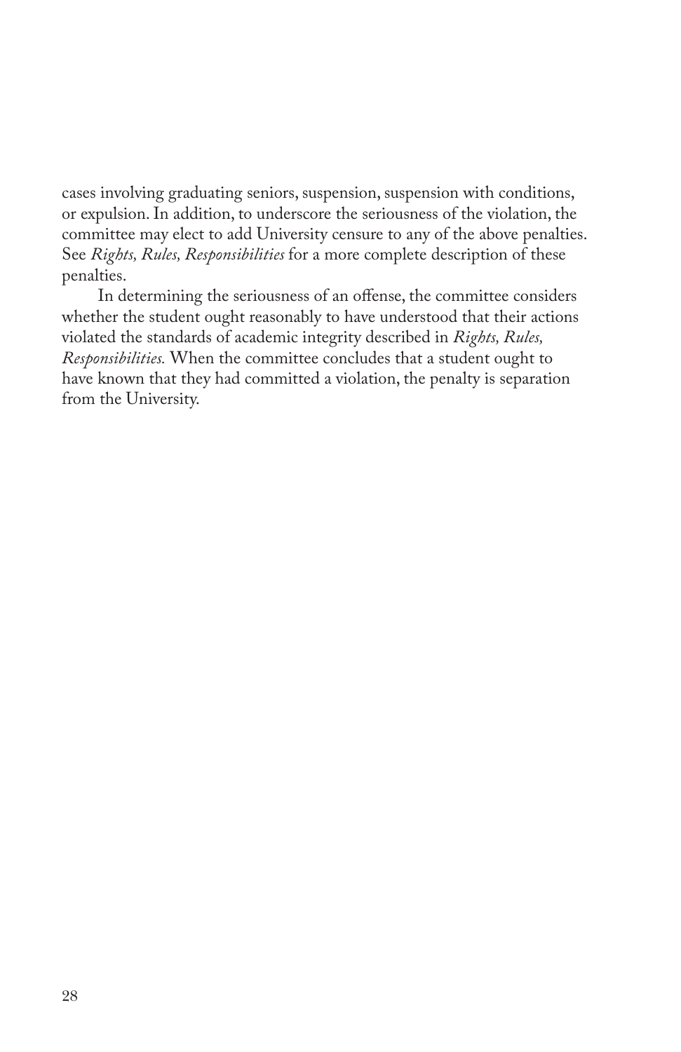cases involving graduating seniors, suspension, suspension with conditions, or expulsion. In addition, to underscore the seriousness of the violation, the committee may elect to add University censure to any of the above penalties. See *Rights, Rules, Responsibilities* for a more complete description of these penalties.

In determining the seriousness of an offense, the committee considers whether the student ought reasonably to have understood that their actions violated the standards of academic integrity described in *Rights, Rules, Responsibilities.* When the committee concludes that a student ought to have known that they had committed a violation, the penalty is separation from the University.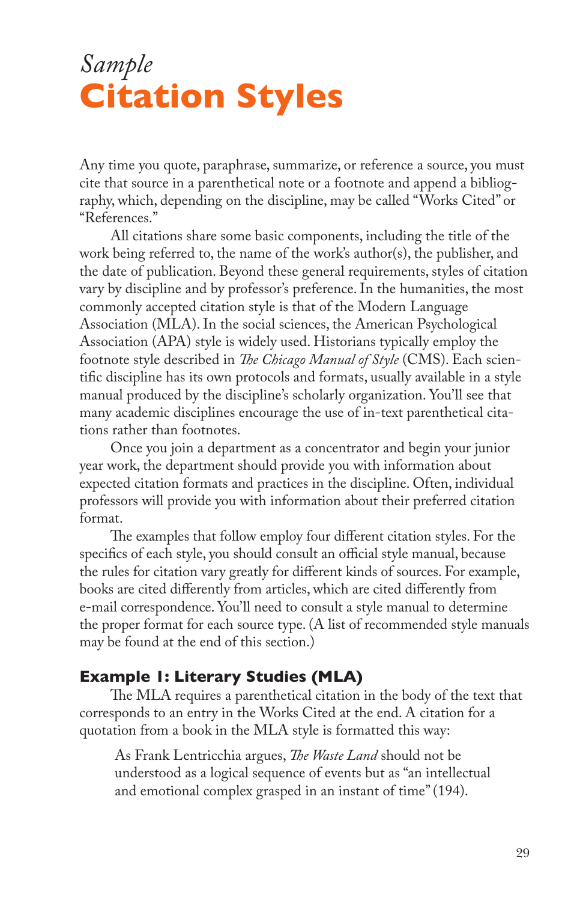# *Sample* **Citation Styles**

Any time you quote, paraphrase, summarize, or reference a source, you must cite that source in a parenthetical note or a footnote and append a bibliography, which, depending on the discipline, may be called "Works Cited" or "References."

All citations share some basic components, including the title of the work being referred to, the name of the work's author(s), the publisher, and the date of publication. Beyond these general requirements, styles of citation vary by discipline and by professor's preference. In the humanities, the most commonly accepted citation style is that of the Modern Language Association (MLA). In the social sciences, the American Psychological Association (APA) style is widely used. Historians typically employ the footnote style described in *The Chicago Manual of Style* (CMS). Each scientific discipline has its own protocols and formats, usually available in a style manual produced by the discipline's scholarly organization. You'll see that many academic disciplines encourage the use of in-text parenthetical citations rather than footnotes.

Once you join a department as a concentrator and begin your junior year work, the department should provide you with information about expected citation formats and practices in the discipline. Often, individual professors will provide you with information about their preferred citation format.

The examples that follow employ four different citation styles. For the specifics of each style, you should consult an official style manual, because the rules for citation vary greatly for different kinds of sources. For example, books are cited differently from articles, which are cited differently from e-mail correspondence. You'll need to consult a style manual to determine the proper format for each source type. (A list of recommended style manuals may be found at the end of this section.)

### Example 1: Literary Studies (MLA)

The MLA requires a parenthetical citation in the body of the text that corresponds to an entry in the Works Cited at the end. A citation for a quotation from a book in the MLA style is formatted this way:

> As Frank Lentricchia argues, *The Waste Land* should not be understood as a logical sequence of events but as "an intellectual and emotional complex grasped in an instant of time" (194).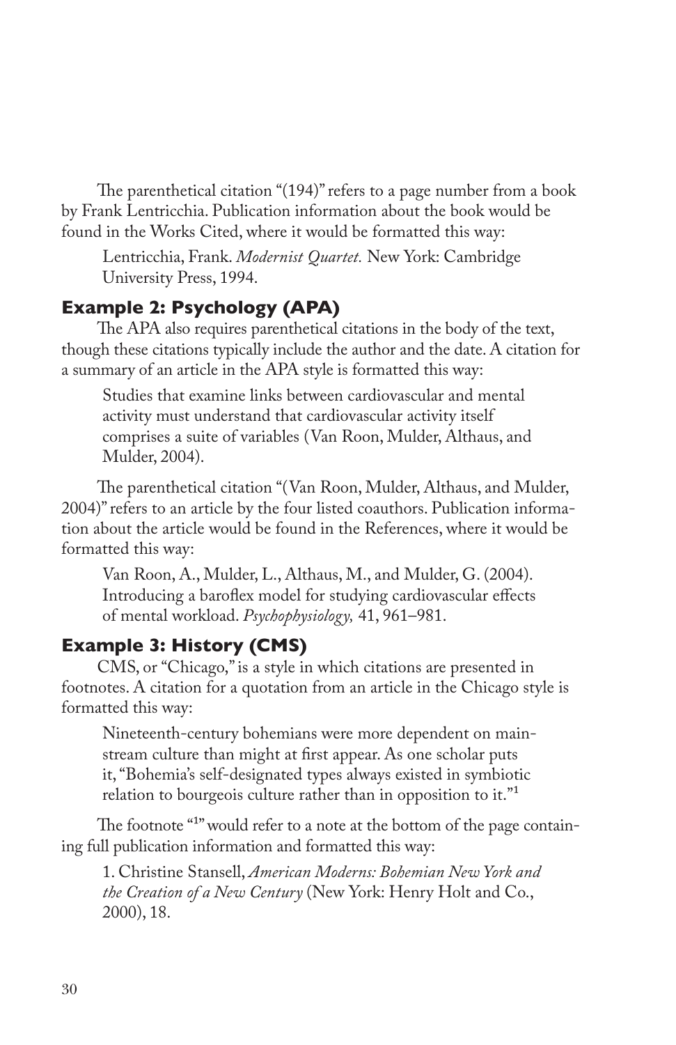The parenthetical citation "(194)" refers to a page number from a book by Frank Lentricchia. Publication information about the book would be found in the Works Cited, where it would be formatted this way:

> Lentricchia, Frank. *Modernist Quartet.* New York: Cambridge University Press, 1994.

### Example 2: Psychology (APA)

The APA also requires parenthetical citations in the body of the text, though these citations typically include the author and the date. A citation for a summary of an article in the APA style is formatted this way:

> Studies that examine links between cardiovascular and mental activity must understand that cardiovascular activity itself comprises a suite of variables (Van Roon, Mulder, Althaus, and Mulder, 2004).

The parenthetical citation "(Van Roon, Mulder, Althaus, and Mulder, 2004)" refers to an article by the four listed coauthors. Publication information about the article would be found in the References, where it would be formatted this way:

> Van Roon, A., Mulder, L., Althaus, M., and Mulder, G. (2004). Introducing a baroflex model for studying cardiovascular effects of mental workload. *Psychophysiology,* 41, 961–981.

### Example 3: History (CMS)

CMS, or "Chicago," is a style in which citations are presented in footnotes. A citation for a quotation from an article in the Chicago style is formatted this way:

> Nineteenth-century bohemians were more dependent on mainstream culture than might at first appear. As one scholar puts it, "Bohemia's self-designated types always existed in symbiotic relation to bourgeois culture rather than in opposition to it."[1]

The footnote "[1]" would refer to a note at the bottom of the page containing full publication information and formatted this way:

> 1. Christine Stansell, *American Moderns: Bohemian New York and the Creation of a New Century* (New York: Henry Holt and Co., 2000), 18.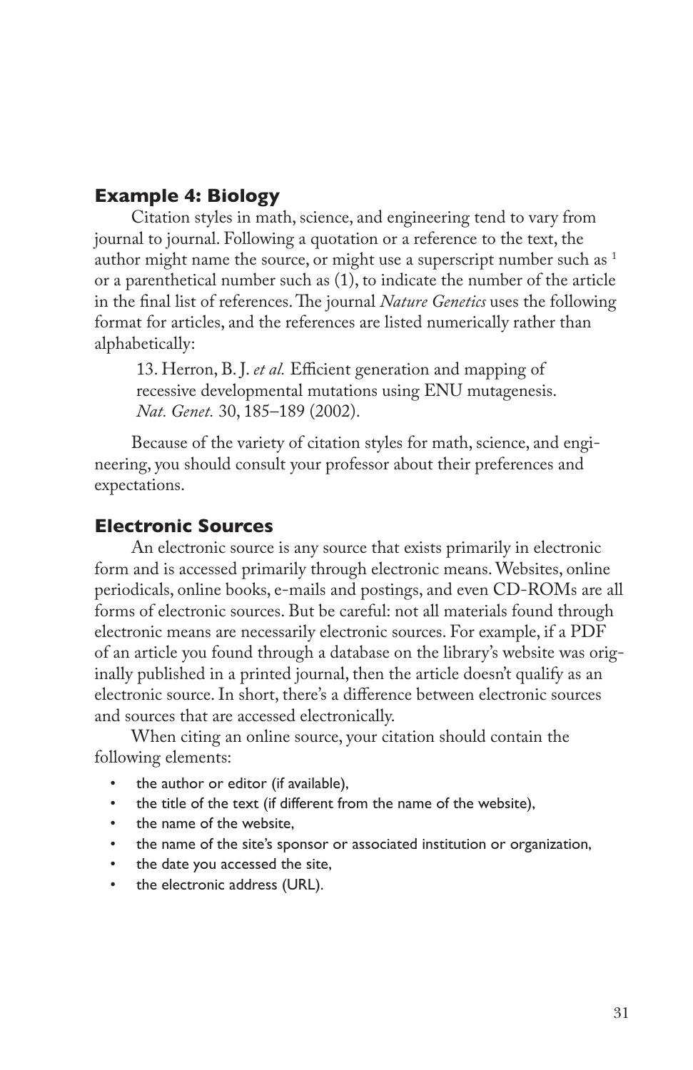## Example 4: Biology

Citation styles in math, science, and engineering tend to vary from journal to journal. Following a quotation or a reference to the text, the author might name the source, or might use a superscript number such as [1] or a parenthetical number such as (1), to indicate the number of the article in the final list of references. The journal *Nature Genetics* uses the following format for articles, and the references are listed numerically rather than alphabetically:

> 13. Herron, B. J. *et al.* Efficient generation and mapping of recessive developmental mutations using ENU mutagenesis. *Nat. Genet.* 30, 185–189 (2002).

Because of the variety of citation styles for math, science, and engineering, you should consult your professor about their preferences and expectations.

## Electronic Sources

An electronic source is any source that exists primarily in electronic form and is accessed primarily through electronic means. Websites, online periodicals, online books, e-mails and postings, and even CD-ROMs are all forms of electronic sources. But be careful: not all materials found through electronic means are necessarily electronic sources. For example, if a PDF of an article you found through a database on the library's website was originally published in a printed journal, then the article doesn't qualify as an electronic source. In short, there's a difference between electronic sources and sources that are accessed electronically.

When citing an online source, your citation should contain the following elements:

- the author or editor (if available),
- the title of the text (if different from the name of the website),
- the name of the website,
- the name of the site's sponsor or associated institution or organization,
- the date you accessed the site,
- the electronic address (URL).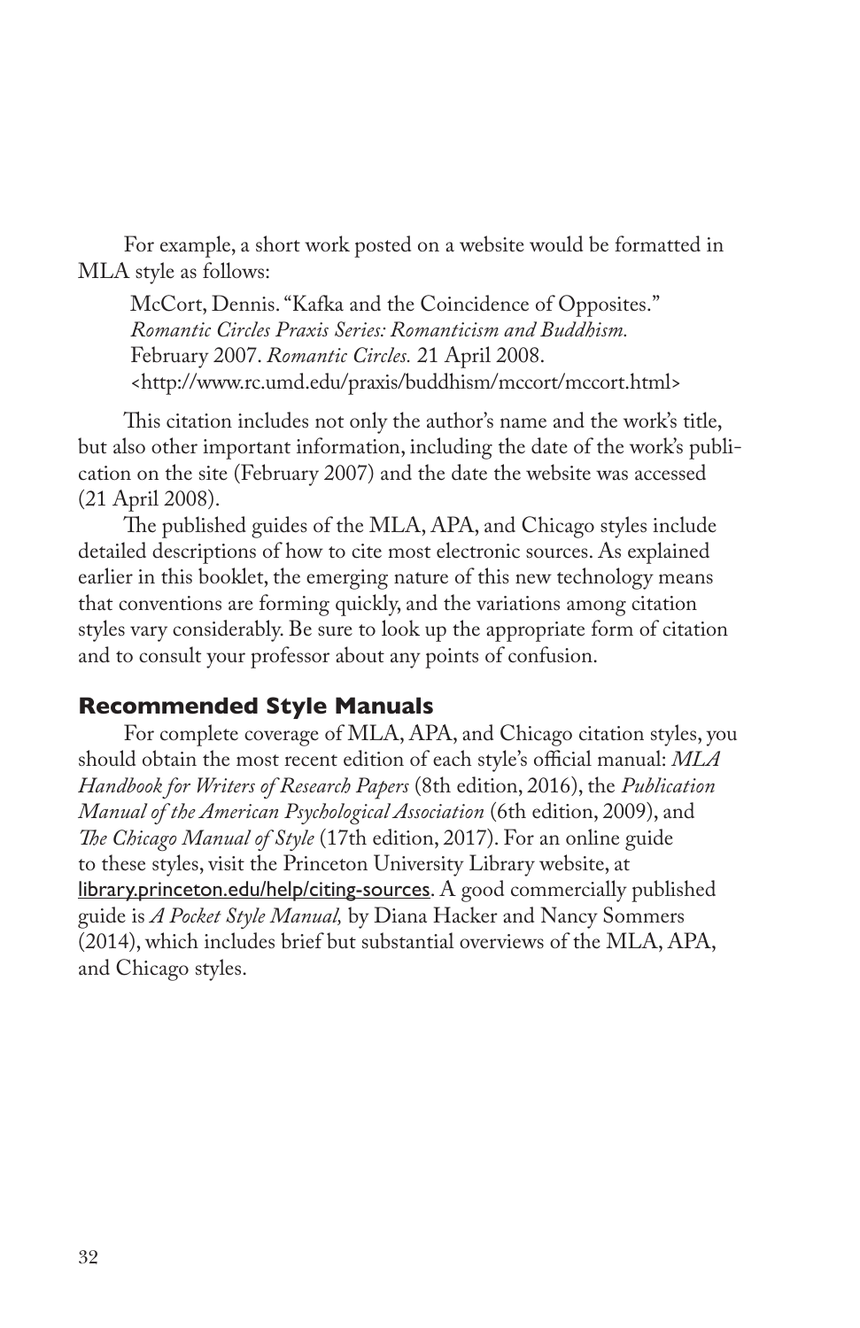For example, a short work posted on a website would be formatted in MLA style as follows:

> McCort, Dennis. "Kafka and the Coincidence of Opposites." *Romantic Circles Praxis Series: Romanticism and Buddhism.* February 2007. *Romantic Circles.* 21 April 2008. <http://www.rc.umd.edu/praxis/buddhism/mccort/mccort.html>

This citation includes not only the author's name and the work's title, but also other important information, including the date of the work's publication on the site (February 2007) and the date the website was accessed (21 April 2008).

The published guides of the MLA, APA, and Chicago styles include detailed descriptions of how to cite most electronic sources. As explained earlier in this booklet, the emerging nature of this new technology means that conventions are forming quickly, and the variations among citation styles vary considerably. Be sure to look up the appropriate form of citation and to consult your professor about any points of confusion.

## Recommended Style Manuals

For complete coverage of MLA, APA, and Chicago citation styles, you should obtain the most recent edition of each style's official manual: *MLA Handbook for Writers of Research Papers* (8th edition, 2016), the *Publication Manual of the American Psychological Association* (6th edition, 2009), and *The Chicago Manual of Style* (17th edition, 2017). For an online guide to these styles, visit the Princeton University Library website, at library.princeton.edu/help/citing-sources. A good commercially published guide is *A Pocket Style Manual,* by Diana Hacker and Nancy Sommers (2014), which includes brief but substantial overviews of the MLA, APA, and Chicago styles.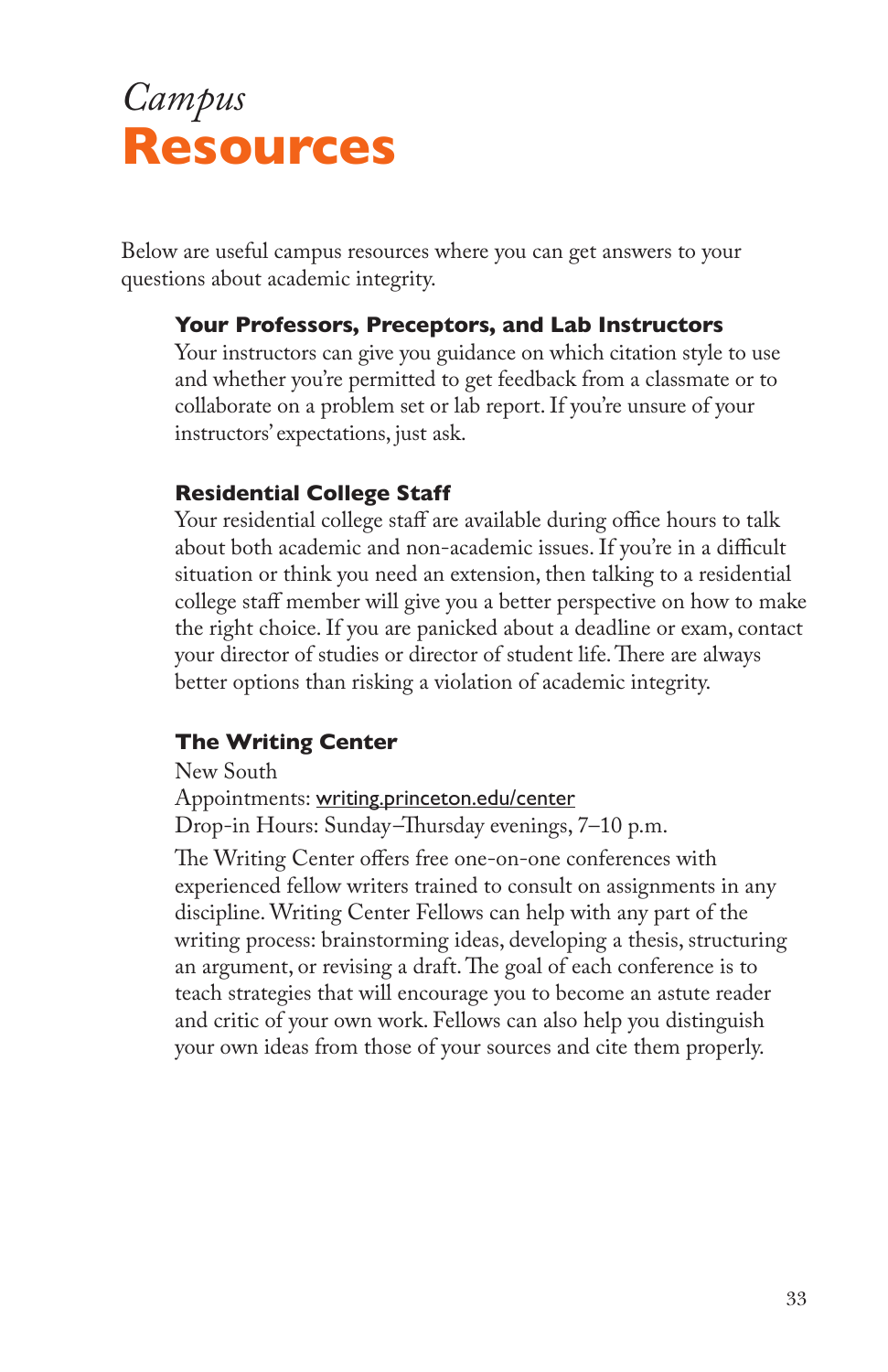# *Campus* Resources

Below are useful campus resources where you can get answers to your questions about academic integrity.

### Your Professors, Preceptors, and Lab Instructors

Your instructors can give you guidance on which citation style to use and whether you're permitted to get feedback from a classmate or to collaborate on a problem set or lab report. If you're unsure of your instructors' expectations, just ask.

### Residential College Staff

Your residential college staff are available during office hours to talk about both academic and non-academic issues. If you're in a difficult situation or think you need an extension, then talking to a residential college staff member will give you a better perspective on how to make the right choice. If you are panicked about a deadline or exam, contact your director of studies or director of student life. There are always better options than risking a violation of academic integrity.

### The Writing Center

New South
Appointments: writing.princeton.edu/center
Drop-in Hours: Sunday–Thursday evenings, 7–10 p.m.

The Writing Center offers free one-on-one conferences with experienced fellow writers trained to consult on assignments in any discipline. Writing Center Fellows can help with any part of the writing process: brainstorming ideas, developing a thesis, structuring an argument, or revising a draft. The goal of each conference is to teach strategies that will encourage you to become an astute reader and critic of your own work. Fellows can also help you distinguish your own ideas from those of your sources and cite them properly.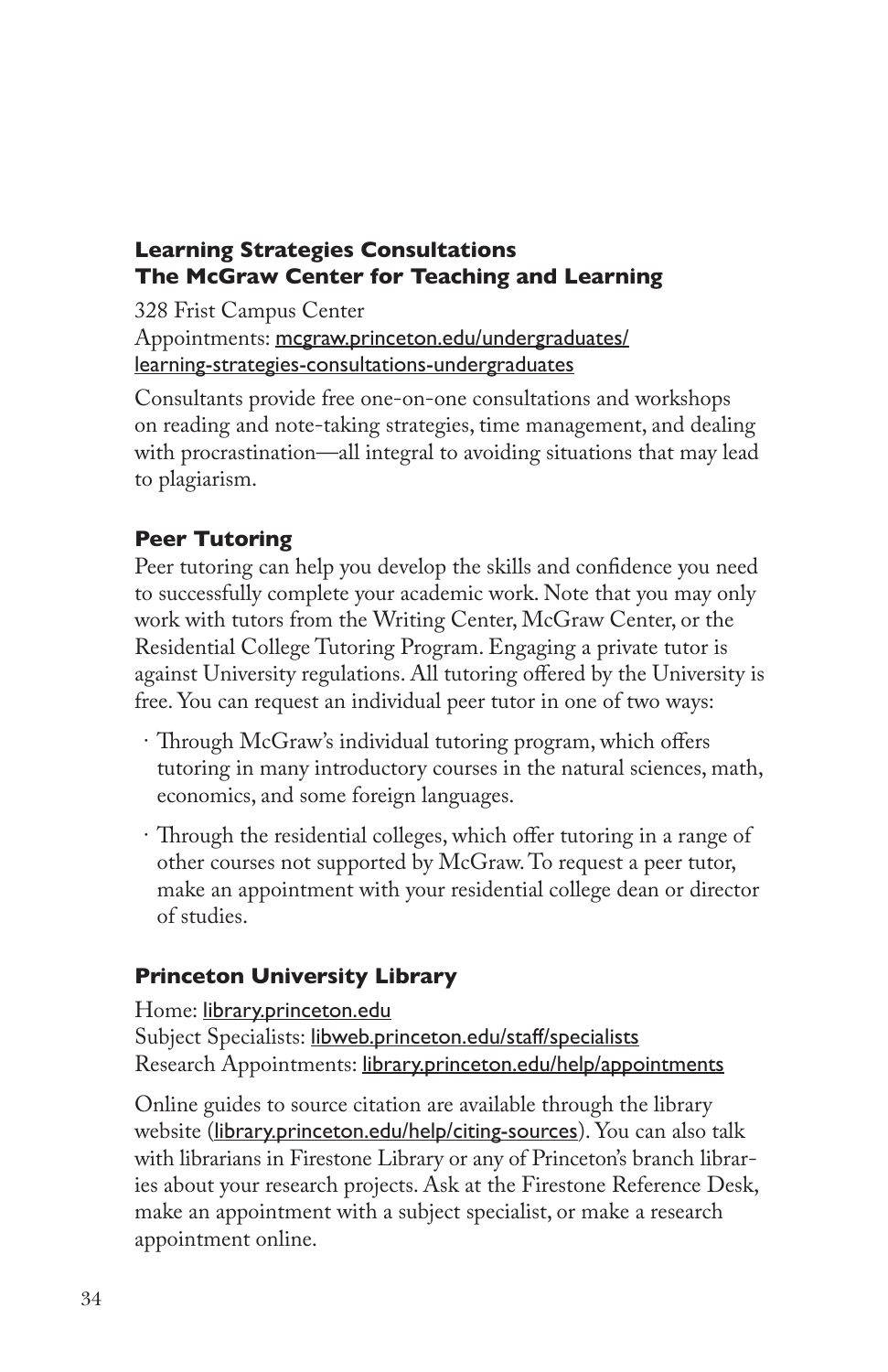### Learning Strategies Consultations
### The McGraw Center for Teaching and Learning

328 Frist Campus Center
Appointments: mcgraw.princeton.edu/undergraduates/learning-strategies-consultations-undergraduates

Consultants provide free one-on-one consultations and workshops on reading and note-taking strategies, time management, and dealing with procrastination—all integral to avoiding situations that may lead to plagiarism.

### Peer Tutoring

Peer tutoring can help you develop the skills and confidence you need to successfully complete your academic work. Note that you may only work with tutors from the Writing Center, McGraw Center, or the Residential College Tutoring Program. Engaging a private tutor is against University regulations. All tutoring offered by the University is free. You can request an individual peer tutor in one of two ways:

- Through McGraw's individual tutoring program, which offers tutoring in many introductory courses in the natural sciences, math, economics, and some foreign languages.
- Through the residential colleges, which offer tutoring in a range of other courses not supported by McGraw. To request a peer tutor, make an appointment with your residential college dean or director of studies.

### Princeton University Library

Home: library.princeton.edu
Subject Specialists: libweb.princeton.edu/staff/specialists
Research Appointments: library.princeton.edu/help/appointments

Online guides to source citation are available through the library website (library.princeton.edu/help/citing-sources). You can also talk with librarians in Firestone Library or any of Princeton's branch libraries about your research projects. Ask at the Firestone Reference Desk, make an appointment with a subject specialist, or make a research appointment online.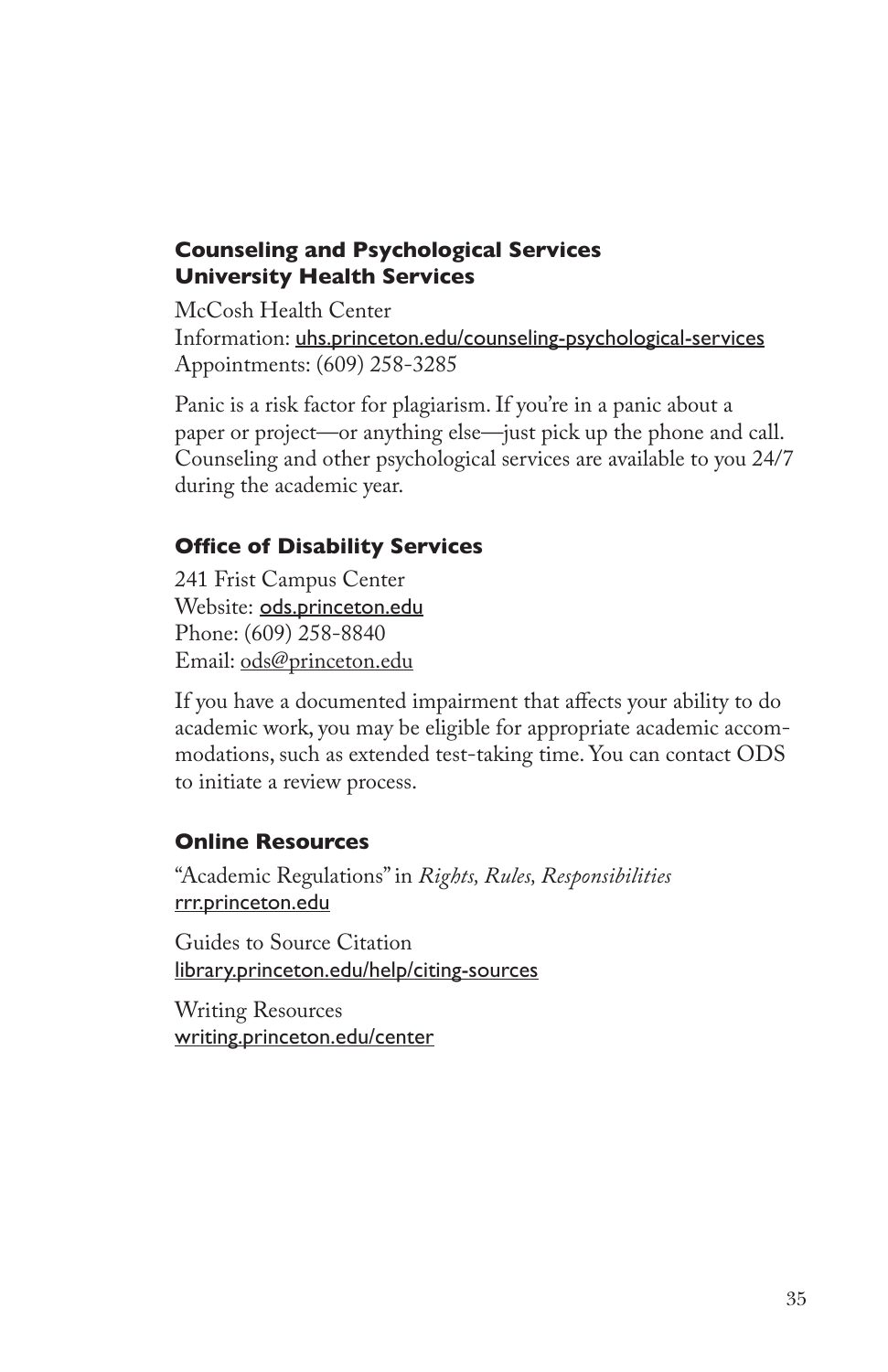### Counseling and Psychological Services
### University Health Services

McCosh Health Center
Information: uhs.princeton.edu/counseling-psychological-services
Appointments: (609) 258-3285

Panic is a risk factor for plagiarism. If you're in a panic about a paper or project—or anything else—just pick up the phone and call. Counseling and other psychological services are available to you 24/7 during the academic year.

### Office of Disability Services

241 Frist Campus Center
Website: ods.princeton.edu
Phone: (609) 258-8840
Email: ods@princeton.edu

If you have a documented impairment that affects your ability to do academic work, you may be eligible for appropriate academic accommodations, such as extended test-taking time. You can contact ODS to initiate a review process.

### Online Resources

"Academic Regulations" in *Rights, Rules, Responsibilities*
rrr.princeton.edu

Guides to Source Citation
library.princeton.edu/help/citing-sources

Writing Resources
writing.princeton.edu/center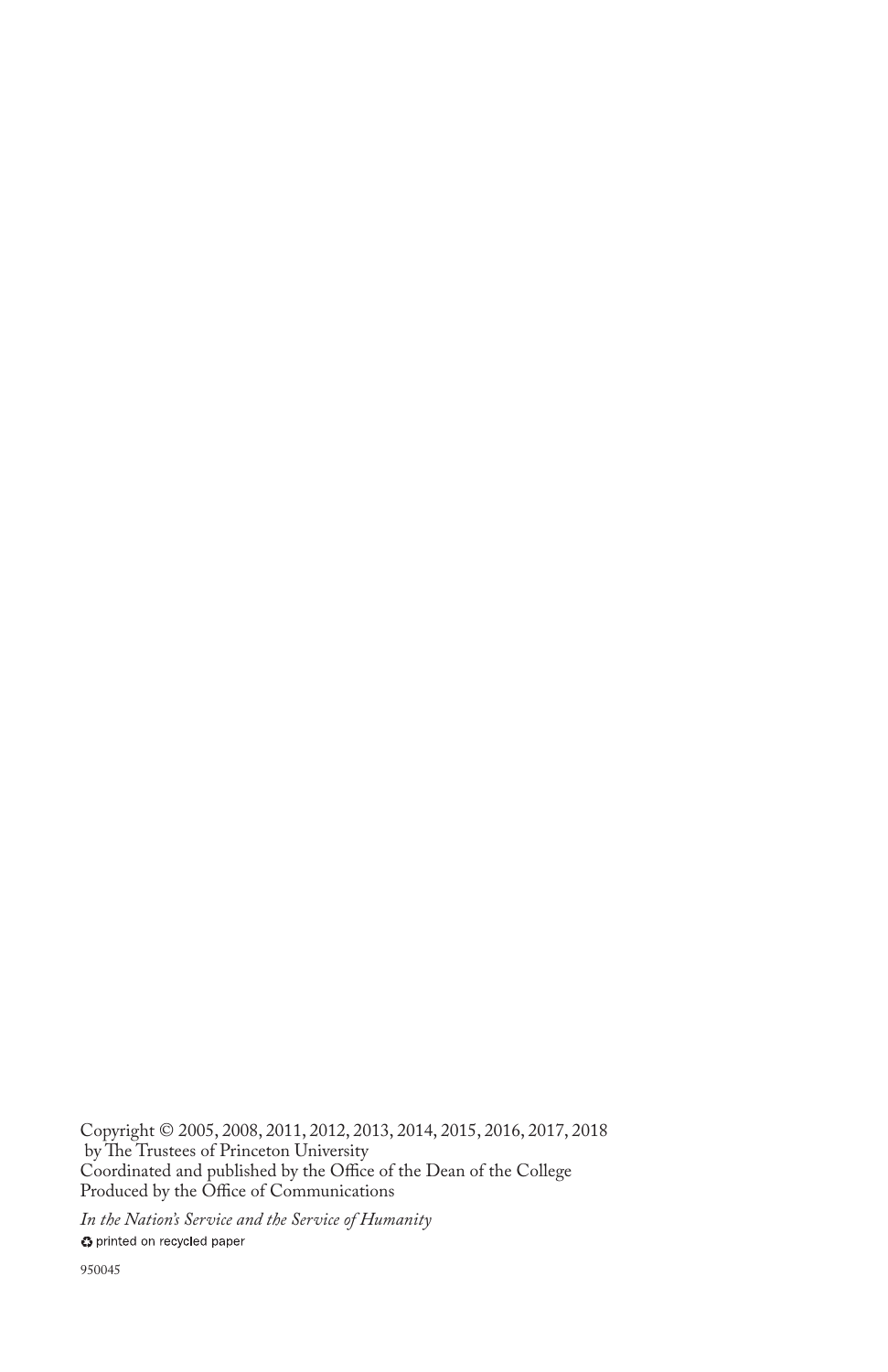Copyright © 2005, 2008, 2011, 2012, 2013, 2014, 2015, 2016, 2017, 2018
by The Trustees of Princeton University
Coordinated and published by the Office of the Dean of the College
Produced by the Office of Communications

*In the Nation's Service and the Service of Humanity*

♻ printed on recycled paper

950045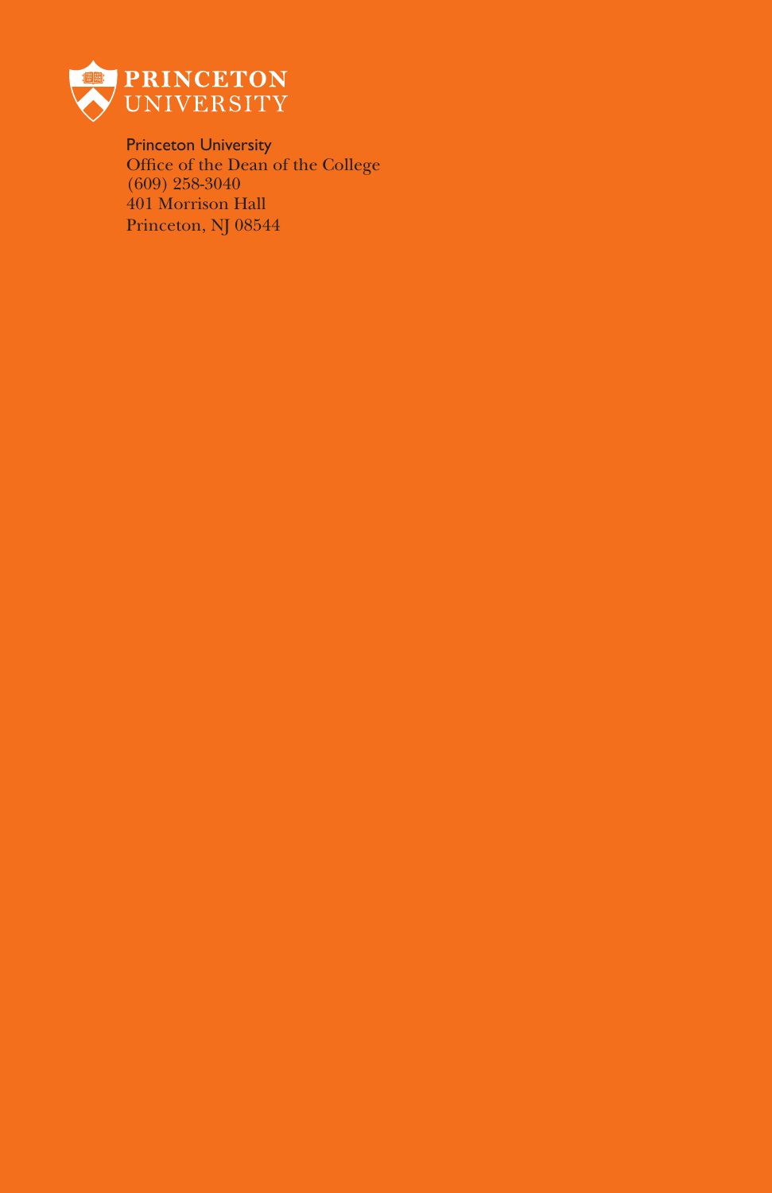PRINCETON
UNIVERSITY

Princeton University
Office of the Dean of the College
(609) 258-3040
401 Morrison Hall
Princeton, NJ 08544